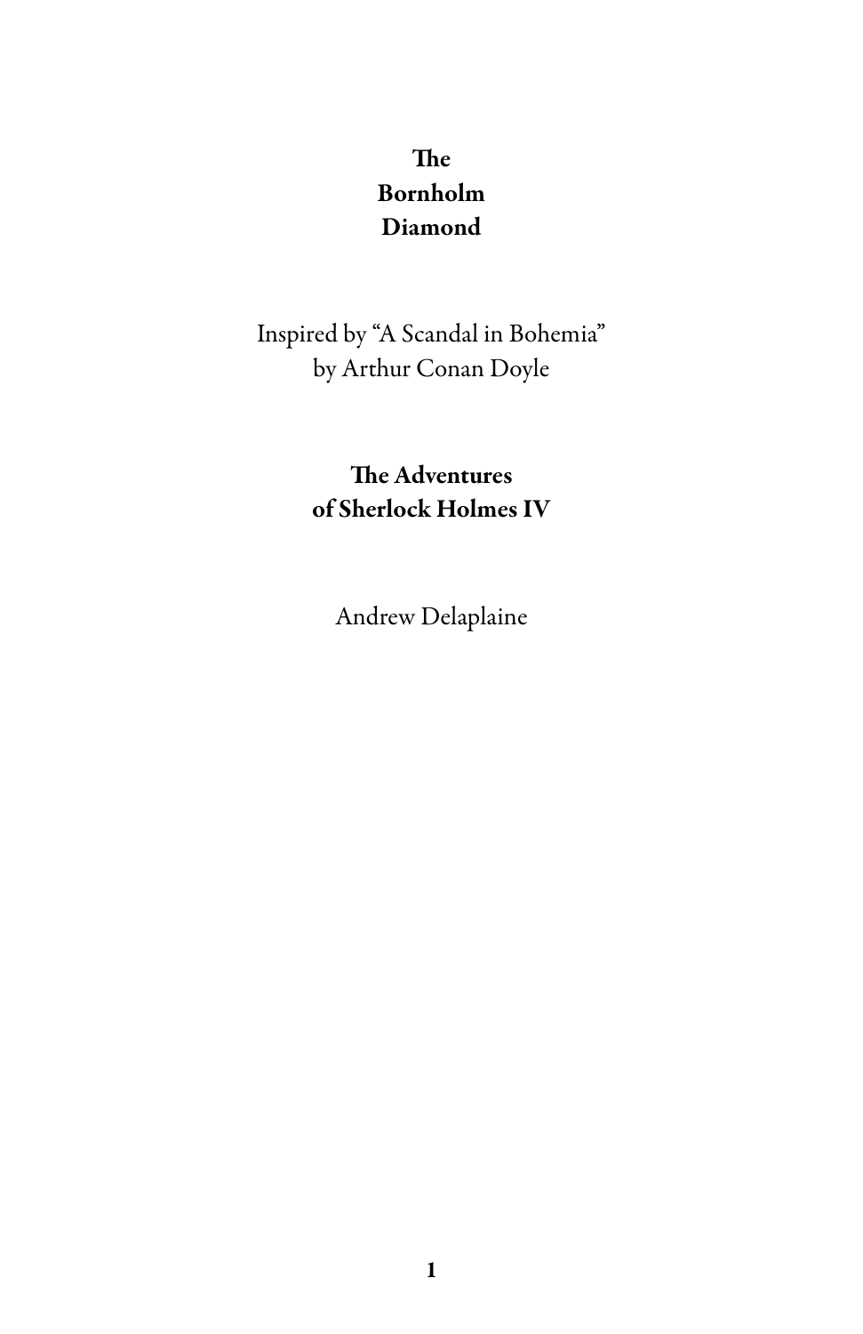# The Bornholm Diamond

Inspired by "A Scandal in Bohemia"
by Arthur Conan Doyle

**The Adventures of Sherlock Holmes IV**

Andrew Delaplaine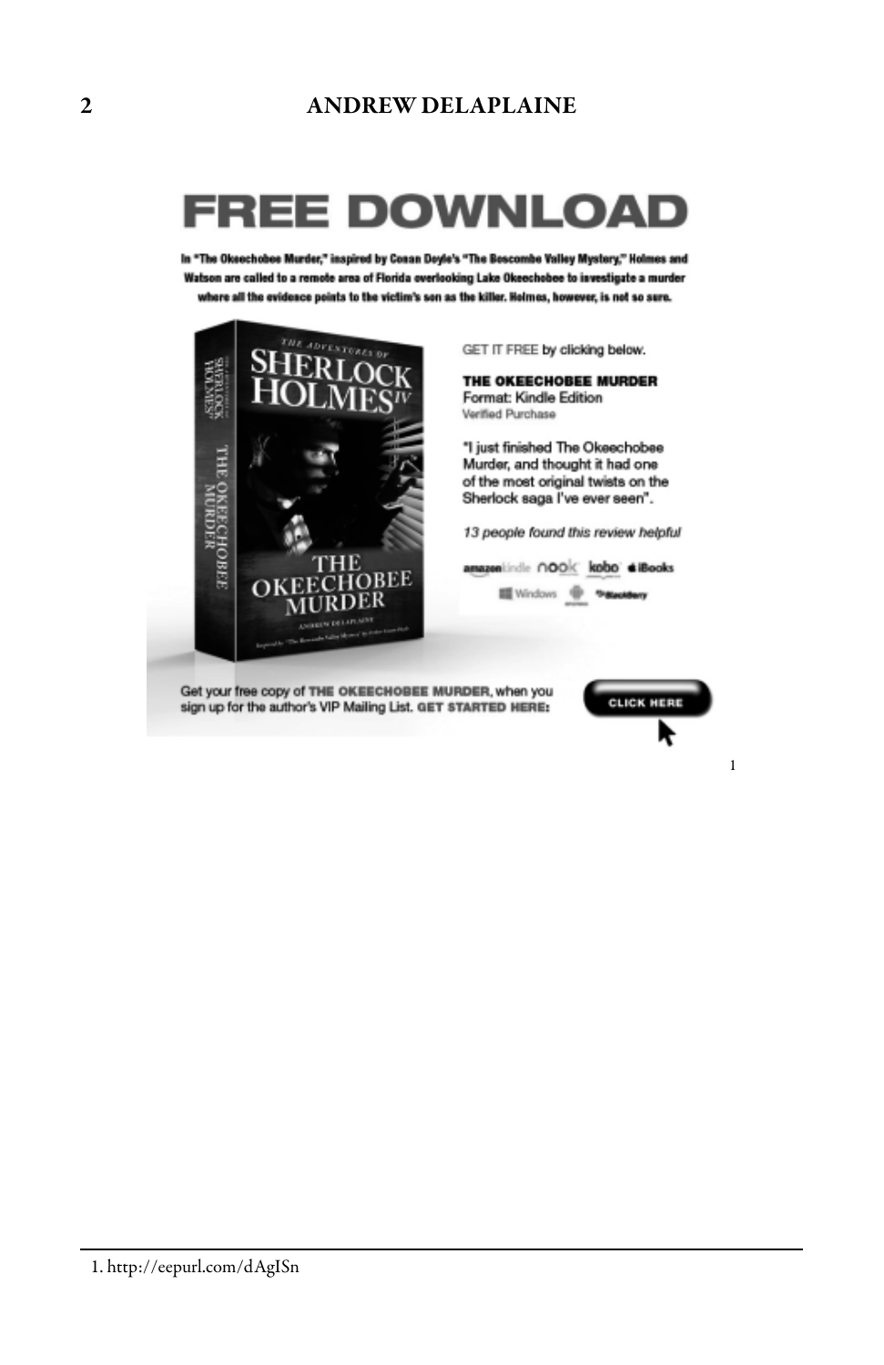# FREE DOWNLOAD

**In "The Okeechobee Murder," inspired by Conan Doyle's "The Boscombe Valley Mystery," Holmes and Watson are called to a remote area of Florida overlooking Lake Okeechobee to investigate a murder where all the evidence points to the victim's son as the killer. Holmes, however, is not so sure.**

THE ADVENTURES OF SHERLOCK HOLMES IV

THE OKEECHOBEE MURDER

ANDREW DELAPLAINE

GET IT FREE by clicking below.

**THE OKEECHOBEE MURDER**
Format: Kindle Edition
Verified Purchase

"I just finished The Okeechobee Murder, and thought it had one of the most original twists on the Sherlock saga I've ever seen".

*13 people found this review helpful*

amazon kindle nook kobo iBooks Windows android BlackBerry

Get your free copy of **THE OKEECHOBEE MURDER**, when you sign up for the author's VIP Mailing List. **GET STARTED HERE:**

**CLICK HERE** [1]

1. http://eepurl.com/dAgISn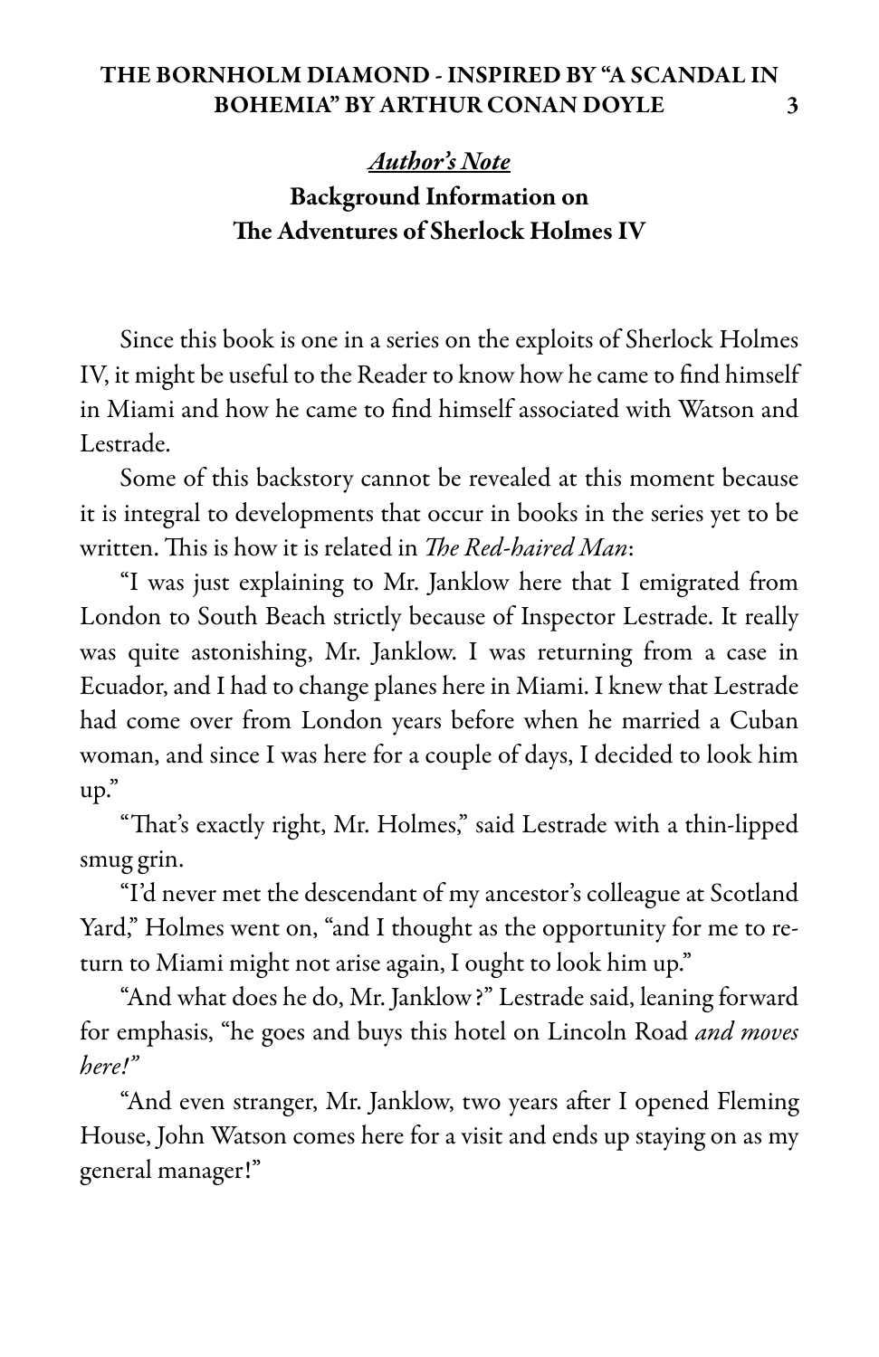## *Author's Note*

### Background Information on The Adventures of Sherlock Holmes IV

Since this book is one in a series on the exploits of Sherlock Holmes IV, it might be useful to the Reader to know how he came to find himself in Miami and how he came to find himself associated with Watson and Lestrade.

Some of this backstory cannot be revealed at this moment because it is integral to developments that occur in books in the series yet to be written. This is how it is related in *The Red-haired Man*:

"I was just explaining to Mr. Janklow here that I emigrated from London to South Beach strictly because of Inspector Lestrade. It really was quite astonishing, Mr. Janklow. I was returning from a case in Ecuador, and I had to change planes here in Miami. I knew that Lestrade had come over from London years before when he married a Cuban woman, and since I was here for a couple of days, I decided to look him up."

"That's exactly right, Mr. Holmes," said Lestrade with a thin-lipped smug grin.

"I'd never met the descendant of my ancestor's colleague at Scotland Yard," Holmes went on, "and I thought as the opportunity for me to return to Miami might not arise again, I ought to look him up."

"And what does he do, Mr. Janklow?" Lestrade said, leaning forward for emphasis, "he goes and buys this hotel on Lincoln Road *and moves here!*"

"And even stranger, Mr. Janklow, two years after I opened Fleming House, John Watson comes here for a visit and ends up staying on as my general manager!"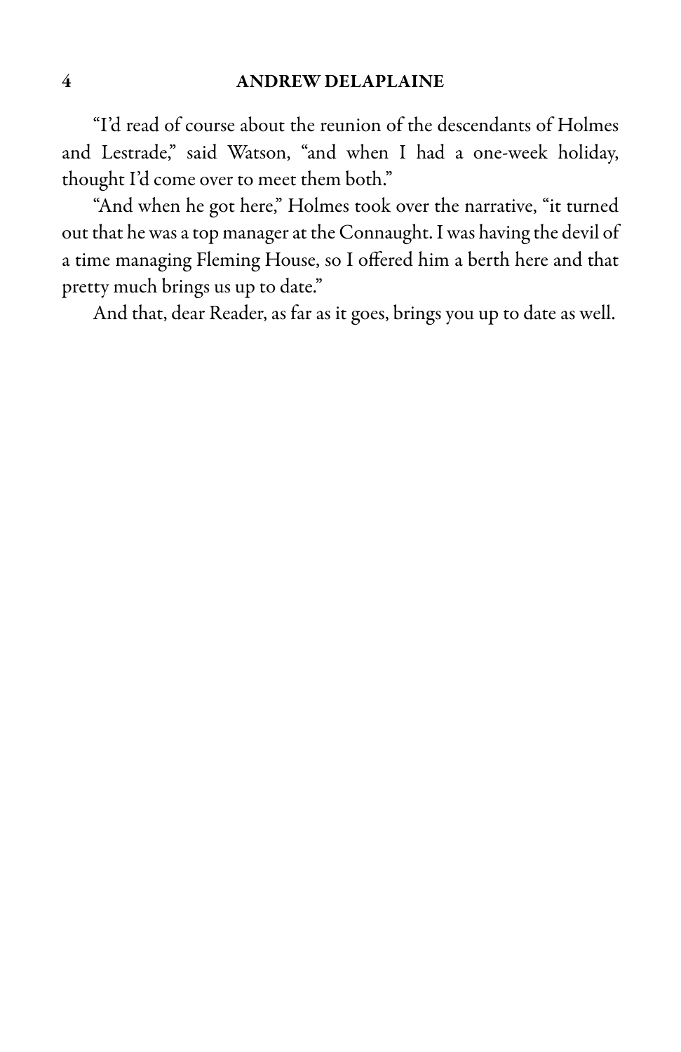"I'd read of course about the reunion of the descendants of Holmes and Lestrade," said Watson, "and when I had a one-week holiday, thought I'd come over to meet them both."

"And when he got here," Holmes took over the narrative, "it turned out that he was a top manager at the Connaught. I was having the devil of a time managing Fleming House, so I offered him a berth here and that pretty much brings us up to date."

And that, dear Reader, as far as it goes, brings you up to date as well.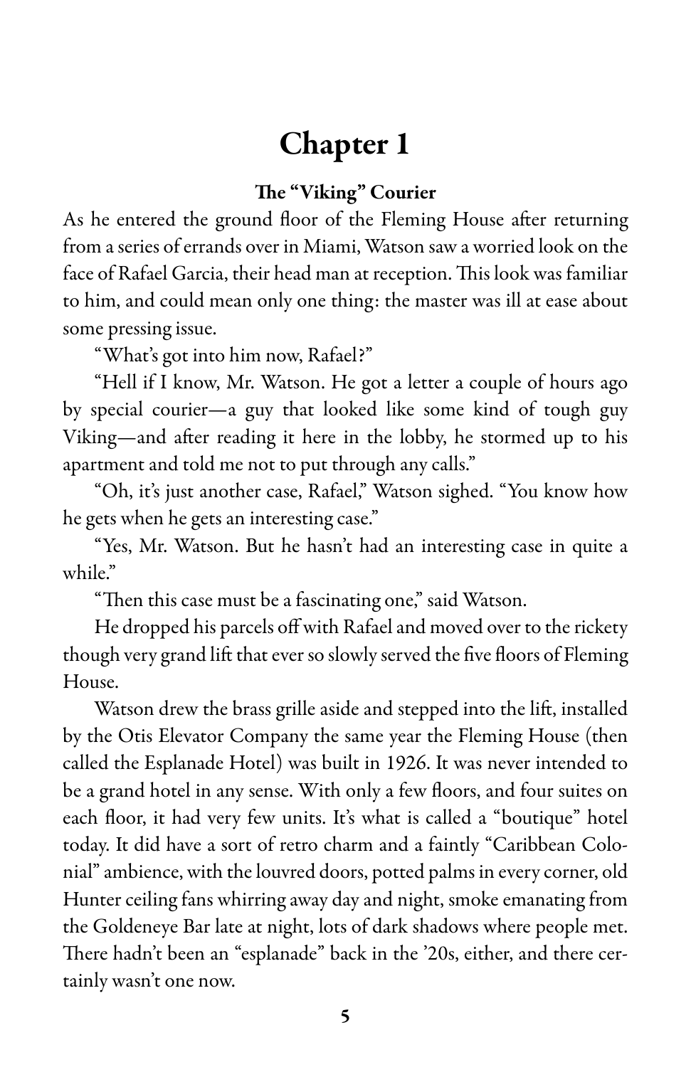# Chapter 1

### The "Viking" Courier

As he entered the ground floor of the Fleming House after returning from a series of errands over in Miami, Watson saw a worried look on the face of Rafael Garcia, their head man at reception. This look was familiar to him, and could mean only one thing: the master was ill at ease about some pressing issue.

"What's got into him now, Rafael?"

"Hell if I know, Mr. Watson. He got a letter a couple of hours ago by special courier—a guy that looked like some kind of tough guy Viking—and after reading it here in the lobby, he stormed up to his apartment and told me not to put through any calls."

"Oh, it's just another case, Rafael," Watson sighed. "You know how he gets when he gets an interesting case."

"Yes, Mr. Watson. But he hasn't had an interesting case in quite a while."

"Then this case must be a fascinating one," said Watson.

He dropped his parcels off with Rafael and moved over to the rickety though very grand lift that ever so slowly served the five floors of Fleming House.

Watson drew the brass grille aside and stepped into the lift, installed by the Otis Elevator Company the same year the Fleming House (then called the Esplanade Hotel) was built in 1926. It was never intended to be a grand hotel in any sense. With only a few floors, and four suites on each floor, it had very few units. It's what is called a "boutique" hotel today. It did have a sort of retro charm and a faintly "Caribbean Colonial" ambience, with the louvred doors, potted palms in every corner, old Hunter ceiling fans whirring away day and night, smoke emanating from the Goldeneye Bar late at night, lots of dark shadows where people met. There hadn't been an "esplanade" back in the '20s, either, and there certainly wasn't one now.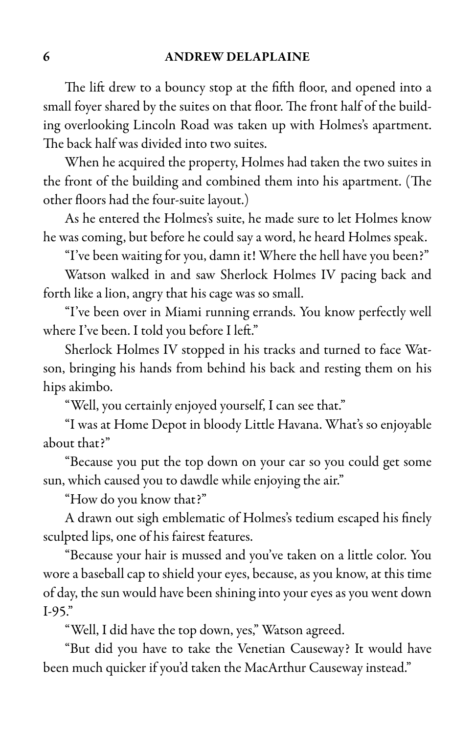The lift drew to a bouncy stop at the fifth floor, and opened into a small foyer shared by the suites on that floor. The front half of the building overlooking Lincoln Road was taken up with Holmes's apartment. The back half was divided into two suites.

When he acquired the property, Holmes had taken the two suites in the front of the building and combined them into his apartment. (The other floors had the four-suite layout.)

As he entered the Holmes's suite, he made sure to let Holmes know he was coming, but before he could say a word, he heard Holmes speak.

"I've been waiting for you, damn it! Where the hell have you been?"

Watson walked in and saw Sherlock Holmes IV pacing back and forth like a lion, angry that his cage was so small.

"I've been over in Miami running errands. You know perfectly well where I've been. I told you before I left."

Sherlock Holmes IV stopped in his tracks and turned to face Watson, bringing his hands from behind his back and resting them on his hips akimbo.

"Well, you certainly enjoyed yourself, I can see that."

"I was at Home Depot in bloody Little Havana. What's so enjoyable about that?"

"Because you put the top down on your car so you could get some sun, which caused you to dawdle while enjoying the air."

"How do you know that?"

A drawn out sigh emblematic of Holmes's tedium escaped his finely sculpted lips, one of his fairest features.

"Because your hair is mussed and you've taken on a little color. You wore a baseball cap to shield your eyes, because, as you know, at this time of day, the sun would have been shining into your eyes as you went down I-95."

"Well, I did have the top down, yes," Watson agreed.

"But did you have to take the Venetian Causeway? It would have been much quicker if you'd taken the MacArthur Causeway instead."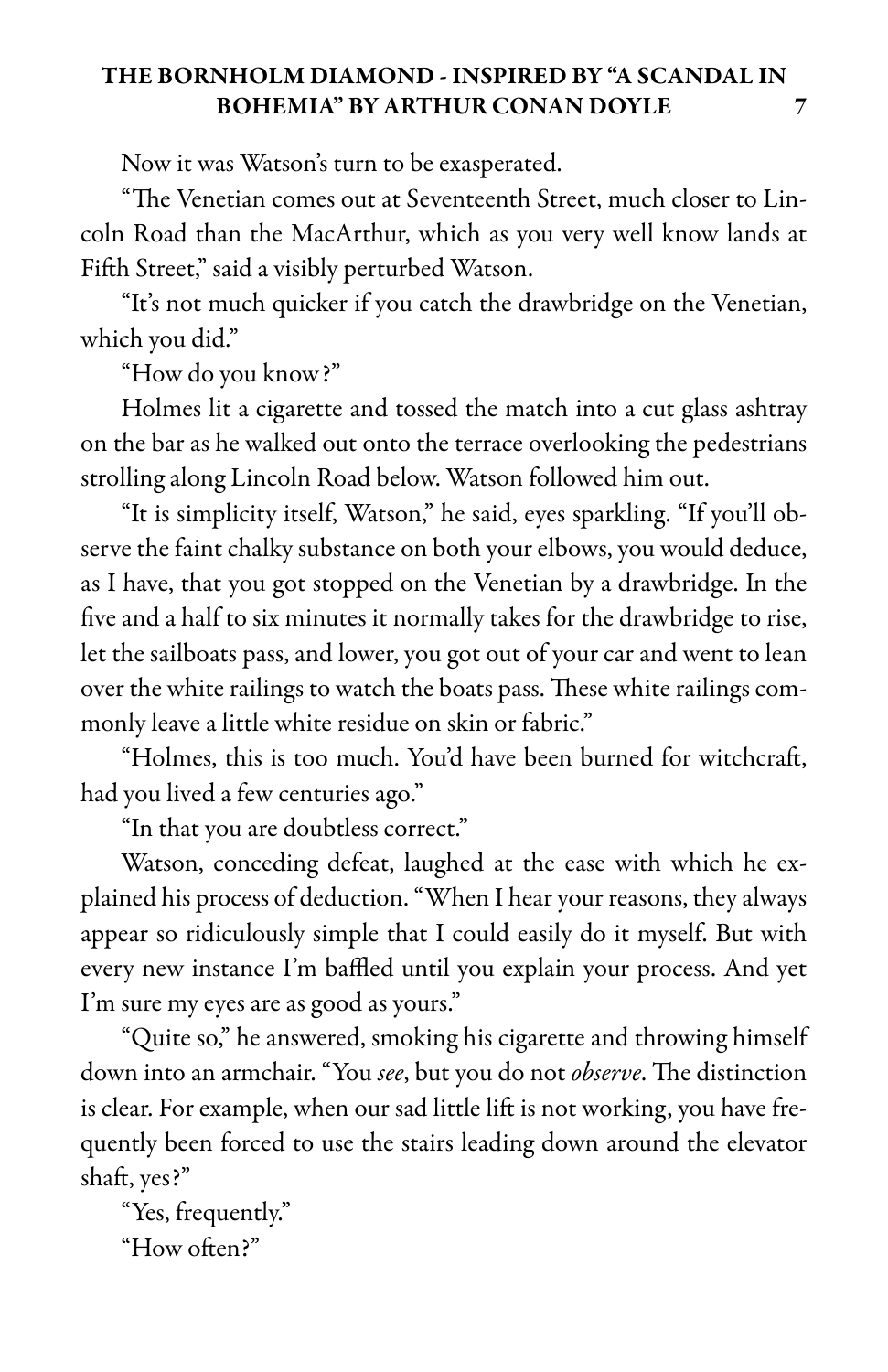Now it was Watson's turn to be exasperated.

"The Venetian comes out at Seventeenth Street, much closer to Lincoln Road than the MacArthur, which as you very well know lands at Fifth Street," said a visibly perturbed Watson.

"It's not much quicker if you catch the drawbridge on the Venetian, which you did."

"How do you know?"

Holmes lit a cigarette and tossed the match into a cut glass ashtray on the bar as he walked out onto the terrace overlooking the pedestrians strolling along Lincoln Road below. Watson followed him out.

"It is simplicity itself, Watson," he said, eyes sparkling. "If you'll observe the faint chalky substance on both your elbows, you would deduce, as I have, that you got stopped on the Venetian by a drawbridge. In the five and a half to six minutes it normally takes for the drawbridge to rise, let the sailboats pass, and lower, you got out of your car and went to lean over the white railings to watch the boats pass. These white railings commonly leave a little white residue on skin or fabric."

"Holmes, this is too much. You'd have been burned for witchcraft, had you lived a few centuries ago."

"In that you are doubtless correct."

Watson, conceding defeat, laughed at the ease with which he explained his process of deduction. "When I hear your reasons, they always appear so ridiculously simple that I could easily do it myself. But with every new instance I'm baffled until you explain your process. And yet I'm sure my eyes are as good as yours."

"Quite so," he answered, smoking his cigarette and throwing himself down into an armchair. "You *see*, but you do not *observe*. The distinction is clear. For example, when our sad little lift is not working, you have frequently been forced to use the stairs leading down around the elevator shaft, yes?"

"Yes, frequently."

"How often?"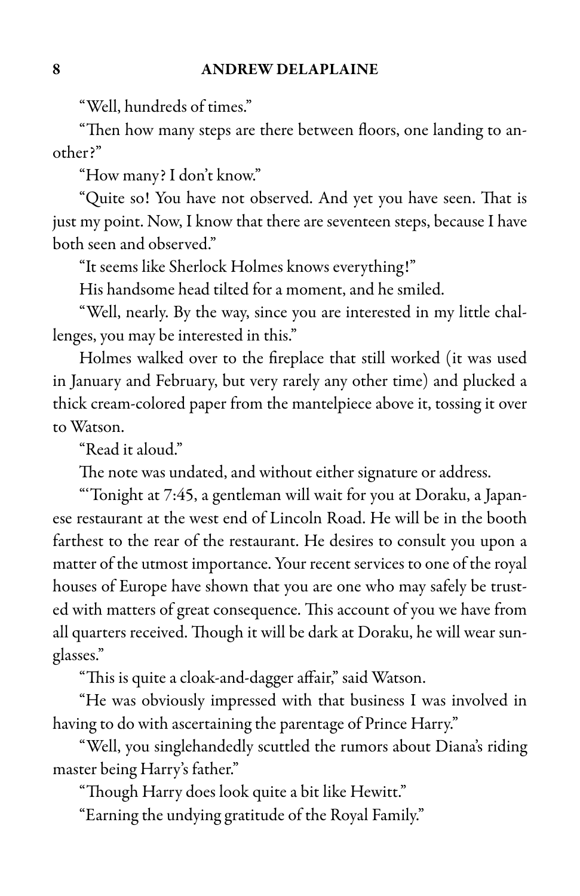"Well, hundreds of times."

"Then how many steps are there between floors, one landing to another?"

"How many? I don't know."

"Quite so! You have not observed. And yet you have seen. That is just my point. Now, I know that there are seventeen steps, because I have both seen and observed."

"It seems like Sherlock Holmes knows everything!"

His handsome head tilted for a moment, and he smiled.

"Well, nearly. By the way, since you are interested in my little challenges, you may be interested in this."

Holmes walked over to the fireplace that still worked (it was used in January and February, but very rarely any other time) and plucked a thick cream-colored paper from the mantelpiece above it, tossing it over to Watson.

"Read it aloud."

The note was undated, and without either signature or address.

"'Tonight at 7:45, a gentleman will wait for you at Doraku, a Japanese restaurant at the west end of Lincoln Road. He will be in the booth farthest to the rear of the restaurant. He desires to consult you upon a matter of the utmost importance. Your recent services to one of the royal houses of Europe have shown that you are one who may safely be trusted with matters of great consequence. This account of you we have from all quarters received. Though it will be dark at Doraku, he will wear sunglasses."

"This is quite a cloak-and-dagger affair," said Watson.

"He was obviously impressed with that business I was involved in having to do with ascertaining the parentage of Prince Harry."

"Well, you singlehandedly scuttled the rumors about Diana's riding master being Harry's father."

"Though Harry does look quite a bit like Hewitt."

"Earning the undying gratitude of the Royal Family."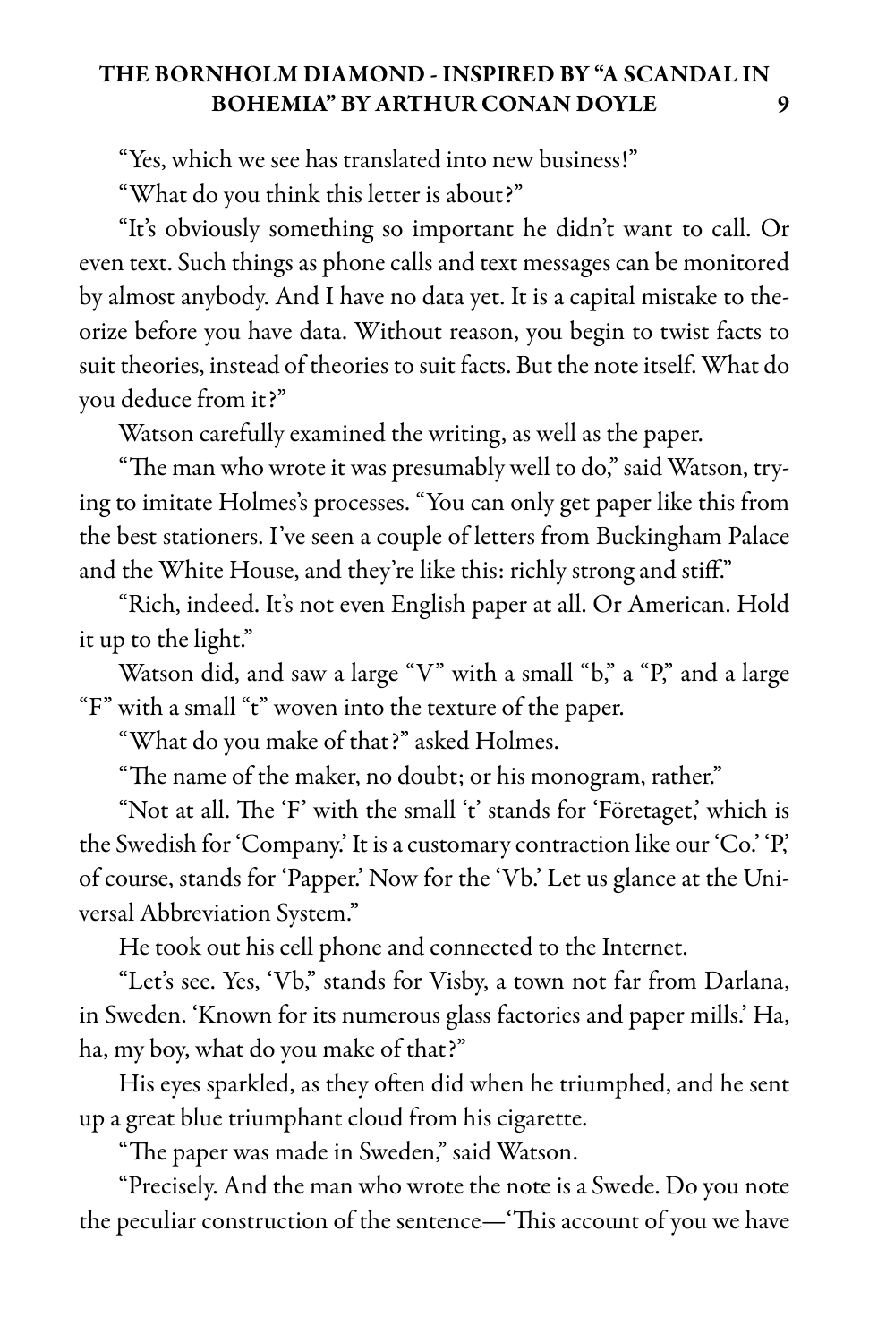"Yes, which we see has translated into new business!"

"What do you think this letter is about?"

"It's obviously something so important he didn't want to call. Or even text. Such things as phone calls and text messages can be monitored by almost anybody. And I have no data yet. It is a capital mistake to theorize before you have data. Without reason, you begin to twist facts to suit theories, instead of theories to suit facts. But the note itself. What do you deduce from it?"

Watson carefully examined the writing, as well as the paper.

"The man who wrote it was presumably well to do," said Watson, trying to imitate Holmes's processes. "You can only get paper like this from the best stationers. I've seen a couple of letters from Buckingham Palace and the White House, and they're like this: richly strong and stiff."

"Rich, indeed. It's not even English paper at all. Or American. Hold it up to the light."

Watson did, and saw a large "V" with a small "b," a "P," and a large "F" with a small "t" woven into the texture of the paper.

"What do you make of that?" asked Holmes.

"The name of the maker, no doubt; or his monogram, rather."

"Not at all. The 'F' with the small 't' stands for 'Företaget,' which is the Swedish for 'Company.' It is a customary contraction like our 'Co.' 'P,' of course, stands for 'Papper.' Now for the 'Vb.' Let us glance at the Universal Abbreviation System."

He took out his cell phone and connected to the Internet.

"Let's see. Yes, 'Vb," stands for Visby, a town not far from Darlana, in Sweden. 'Known for its numerous glass factories and paper mills.' Ha, ha, my boy, what do you make of that?"

His eyes sparkled, as they often did when he triumphed, and he sent up a great blue triumphant cloud from his cigarette.

"The paper was made in Sweden," said Watson.

"Precisely. And the man who wrote the note is a Swede. Do you note the peculiar construction of the sentence—'This account of you we have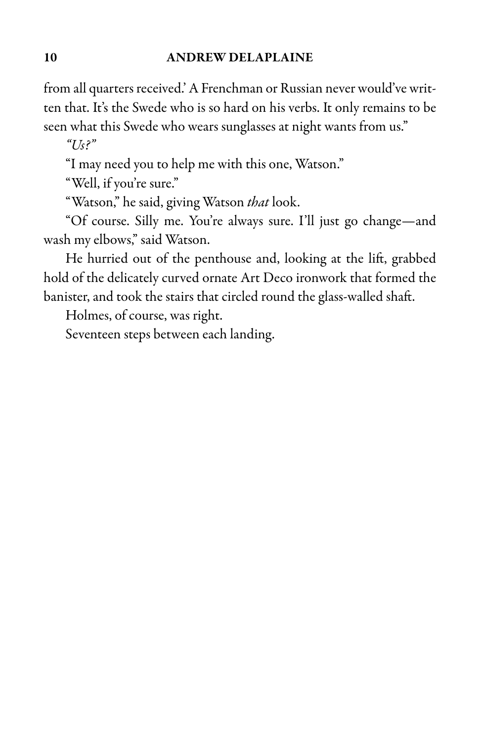from all quarters received.' A Frenchman or Russian never would've written that. It's the Swede who is so hard on his verbs. It only remains to be seen what this Swede who wears sunglasses at night wants from us."

*"Us?"*

"I may need you to help me with this one, Watson."

"Well, if you're sure."

"Watson," he said, giving Watson *that* look.

"Of course. Silly me. You're always sure. I'll just go change—and wash my elbows," said Watson.

He hurried out of the penthouse and, looking at the lift, grabbed hold of the delicately curved ornate Art Deco ironwork that formed the banister, and took the stairs that circled round the glass-walled shaft.

Holmes, of course, was right.

Seventeen steps between each landing.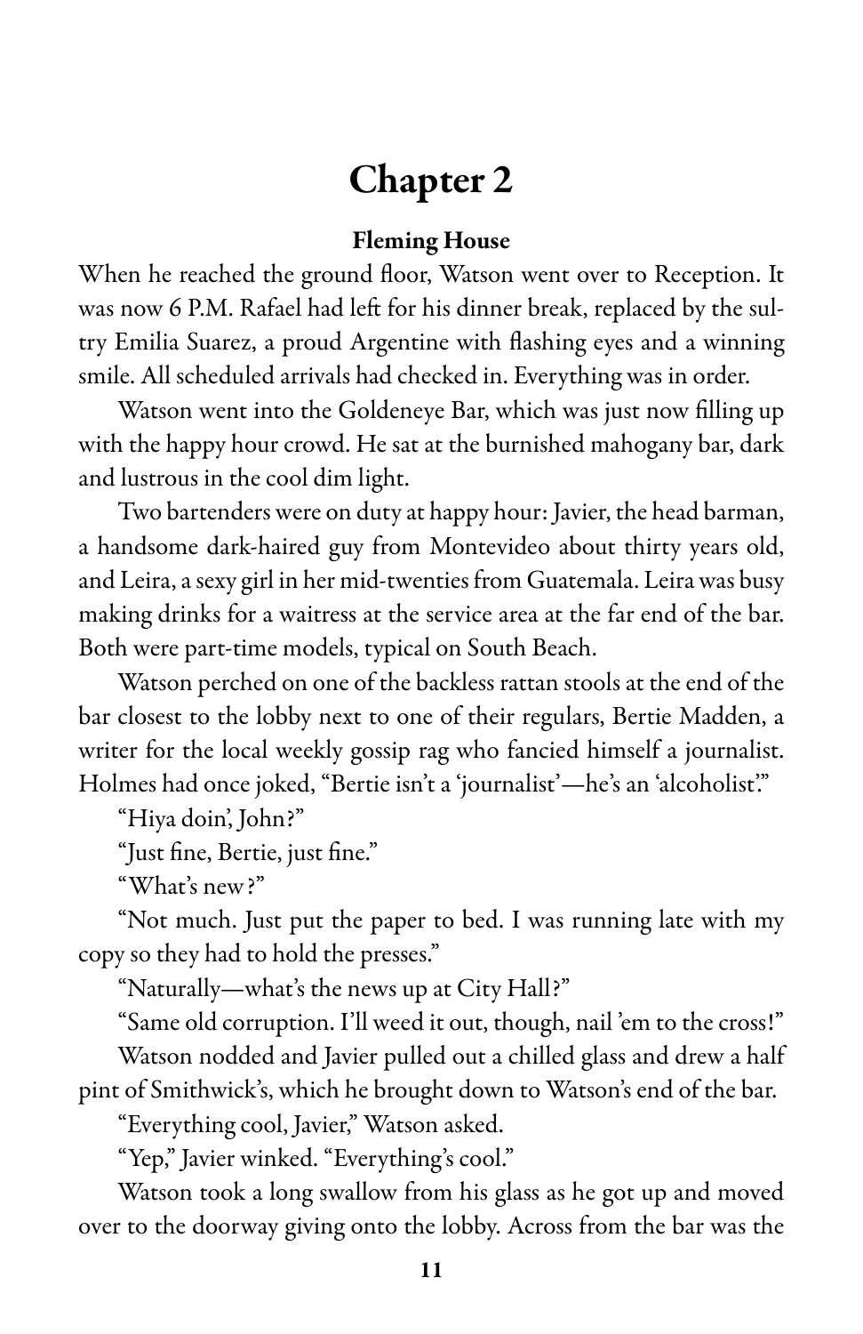# Chapter 2

## Fleming House

When he reached the ground floor, Watson went over to Reception. It was now 6 P.M. Rafael had left for his dinner break, replaced by the sultry Emilia Suarez, a proud Argentine with flashing eyes and a winning smile. All scheduled arrivals had checked in. Everything was in order.

Watson went into the Goldeneye Bar, which was just now filling up with the happy hour crowd. He sat at the burnished mahogany bar, dark and lustrous in the cool dim light.

Two bartenders were on duty at happy hour: Javier, the head barman, a handsome dark-haired guy from Montevideo about thirty years old, and Leira, a sexy girl in her mid-twenties from Guatemala. Leira was busy making drinks for a waitress at the service area at the far end of the bar. Both were part-time models, typical on South Beach.

Watson perched on one of the backless rattan stools at the end of the bar closest to the lobby next to one of their regulars, Bertie Madden, a writer for the local weekly gossip rag who fancied himself a journalist. Holmes had once joked, "Bertie isn't a 'journalist'—he's an 'alcoholist'."

"Hiya doin', John?"

"Just fine, Bertie, just fine."

"What's new?"

"Not much. Just put the paper to bed. I was running late with my copy so they had to hold the presses."

"Naturally—what's the news up at City Hall?"

"Same old corruption. I'll weed it out, though, nail 'em to the cross!"

Watson nodded and Javier pulled out a chilled glass and drew a half pint of Smithwick's, which he brought down to Watson's end of the bar.

"Everything cool, Javier," Watson asked.

"Yep," Javier winked. "Everything's cool."

Watson took a long swallow from his glass as he got up and moved over to the doorway giving onto the lobby. Across from the bar was the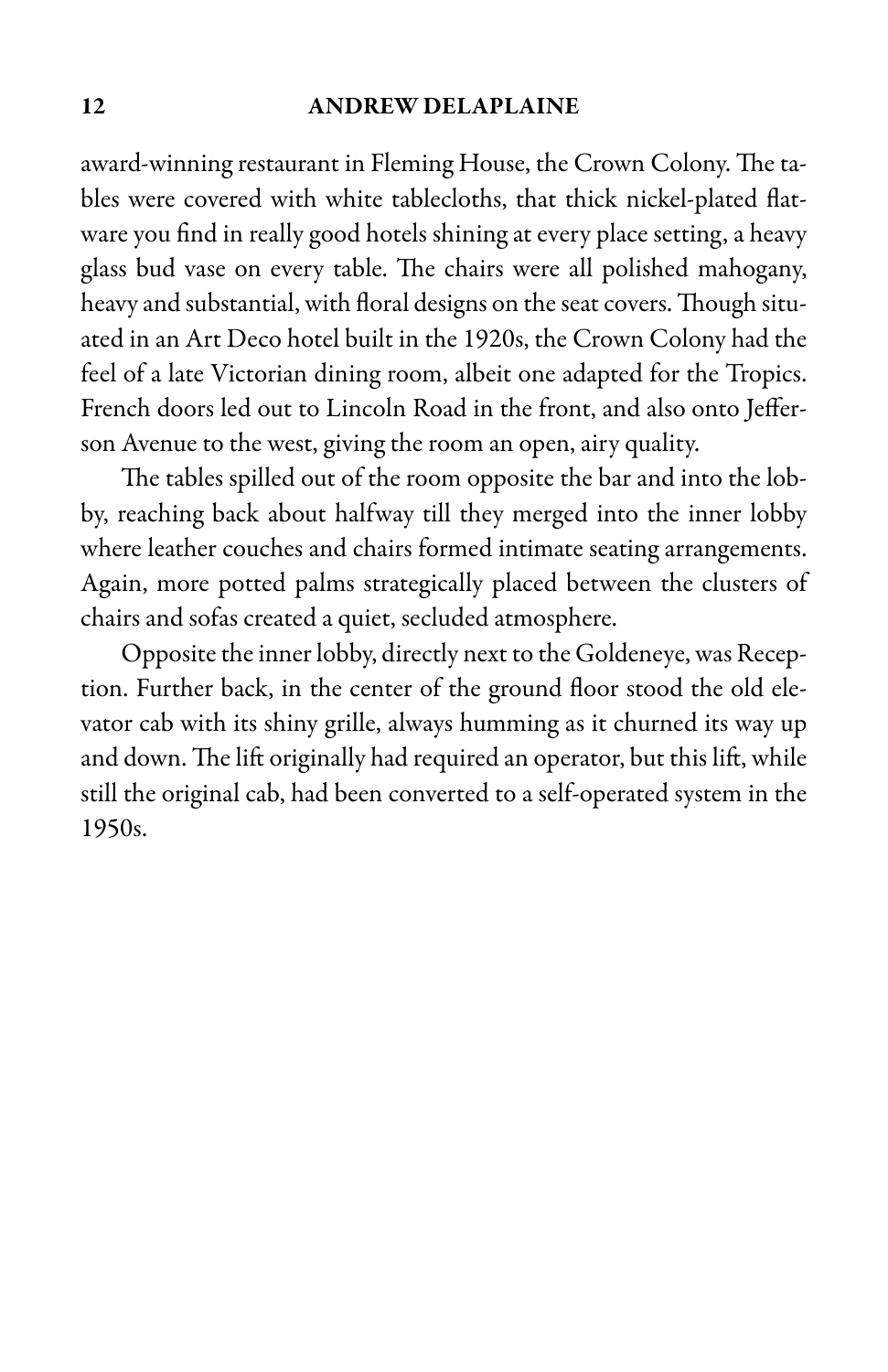award-winning restaurant in Fleming House, the Crown Colony. The tables were covered with white tablecloths, that thick nickel-plated flatware you find in really good hotels shining at every place setting, a heavy glass bud vase on every table. The chairs were all polished mahogany, heavy and substantial, with floral designs on the seat covers. Though situated in an Art Deco hotel built in the 1920s, the Crown Colony had the feel of a late Victorian dining room, albeit one adapted for the Tropics. French doors led out to Lincoln Road in the front, and also onto Jefferson Avenue to the west, giving the room an open, airy quality.

The tables spilled out of the room opposite the bar and into the lobby, reaching back about halfway till they merged into the inner lobby where leather couches and chairs formed intimate seating arrangements. Again, more potted palms strategically placed between the clusters of chairs and sofas created a quiet, secluded atmosphere.

Opposite the inner lobby, directly next to the Goldeneye, was Reception. Further back, in the center of the ground floor stood the old elevator cab with its shiny grille, always humming as it churned its way up and down. The lift originally had required an operator, but this lift, while still the original cab, had been converted to a self-operated system in the 1950s.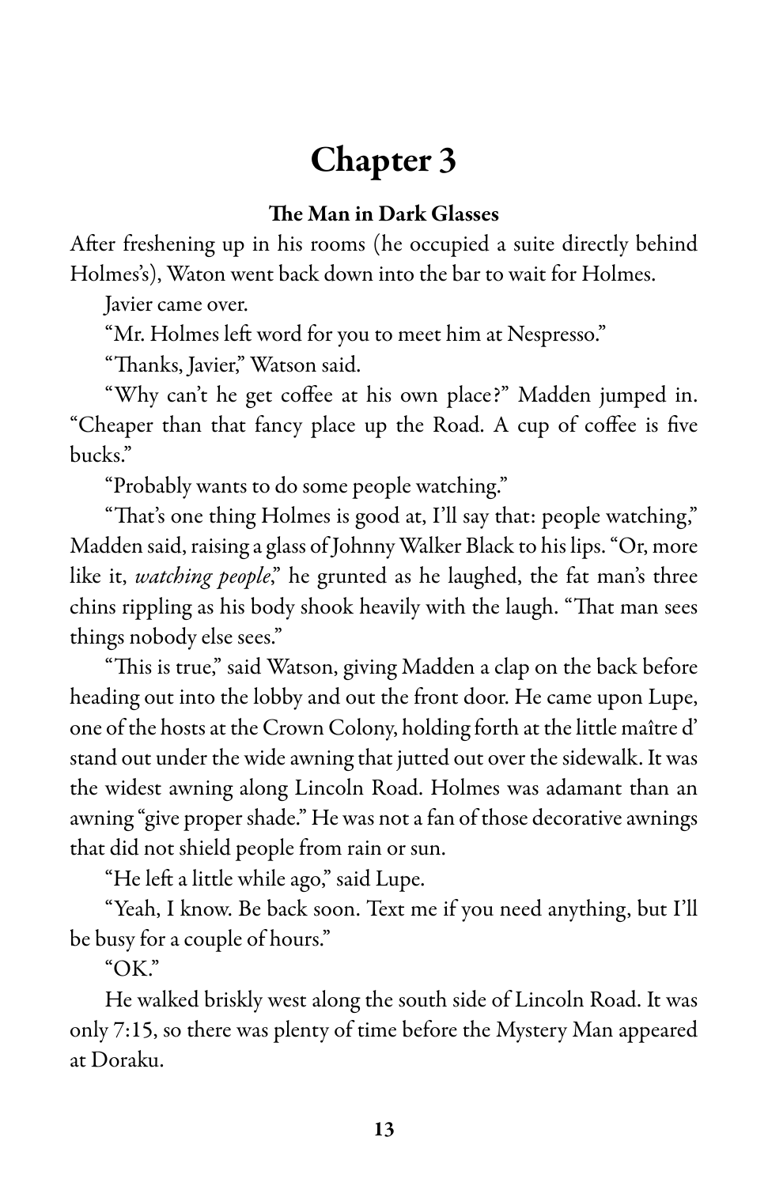# Chapter 3

### The Man in Dark Glasses

After freshening up in his rooms (he occupied a suite directly behind Holmes's), Waton went back down into the bar to wait for Holmes.

Javier came over.

"Mr. Holmes left word for you to meet him at Nespresso."

"Thanks, Javier," Watson said.

"Why can't he get coffee at his own place?" Madden jumped in. "Cheaper than that fancy place up the Road. A cup of coffee is five bucks."

"Probably wants to do some people watching."

"That's one thing Holmes is good at, I'll say that: people watching," Madden said, raising a glass of Johnny Walker Black to his lips. "Or, more like it, *watching people*," he grunted as he laughed, the fat man's three chins rippling as his body shook heavily with the laugh. "That man sees things nobody else sees."

"This is true," said Watson, giving Madden a clap on the back before heading out into the lobby and out the front door. He came upon Lupe, one of the hosts at the Crown Colony, holding forth at the little maître d' stand out under the wide awning that jutted out over the sidewalk. It was the widest awning along Lincoln Road. Holmes was adamant than an awning "give proper shade." He was not a fan of those decorative awnings that did not shield people from rain or sun.

"He left a little while ago," said Lupe.

"Yeah, I know. Be back soon. Text me if you need anything, but I'll be busy for a couple of hours."

"OK."

He walked briskly west along the south side of Lincoln Road. It was only 7:15, so there was plenty of time before the Mystery Man appeared at Doraku.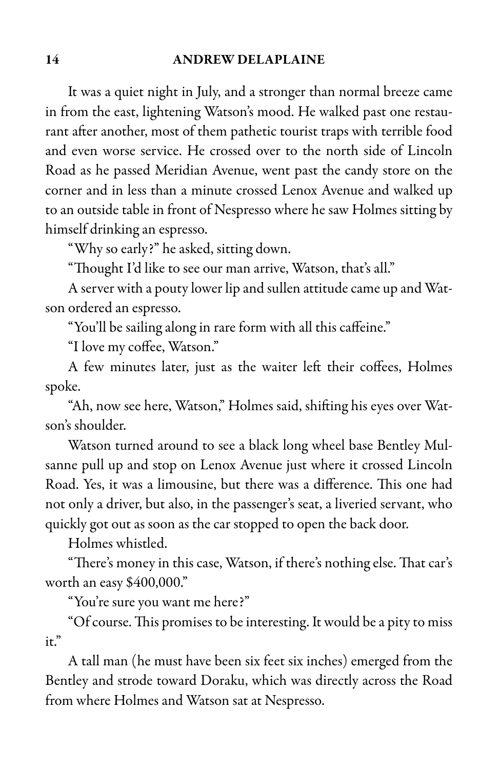It was a quiet night in July, and a stronger than normal breeze came in from the east, lightening Watson's mood. He walked past one restaurant after another, most of them pathetic tourist traps with terrible food and even worse service. He crossed over to the north side of Lincoln Road as he passed Meridian Avenue, went past the candy store on the corner and in less than a minute crossed Lenox Avenue and walked up to an outside table in front of Nespresso where he saw Holmes sitting by himself drinking an espresso.

"Why so early?" he asked, sitting down.

"Thought I'd like to see our man arrive, Watson, that's all."

A server with a pouty lower lip and sullen attitude came up and Watson ordered an espresso.

"You'll be sailing along in rare form with all this caffeine."

"I love my coffee, Watson."

A few minutes later, just as the waiter left their coffees, Holmes spoke.

"Ah, now see here, Watson," Holmes said, shifting his eyes over Watson's shoulder.

Watson turned around to see a black long wheel base Bentley Mulsanne pull up and stop on Lenox Avenue just where it crossed Lincoln Road. Yes, it was a limousine, but there was a difference. This one had not only a driver, but also, in the passenger's seat, a liveried servant, who quickly got out as soon as the car stopped to open the back door.

Holmes whistled.

"There's money in this case, Watson, if there's nothing else. That car's worth an easy $400,000."

"You're sure you want me here?"

"Of course. This promises to be interesting. It would be a pity to miss it."

A tall man (he must have been six feet six inches) emerged from the Bentley and strode toward Doraku, which was directly across the Road from where Holmes and Watson sat at Nespresso.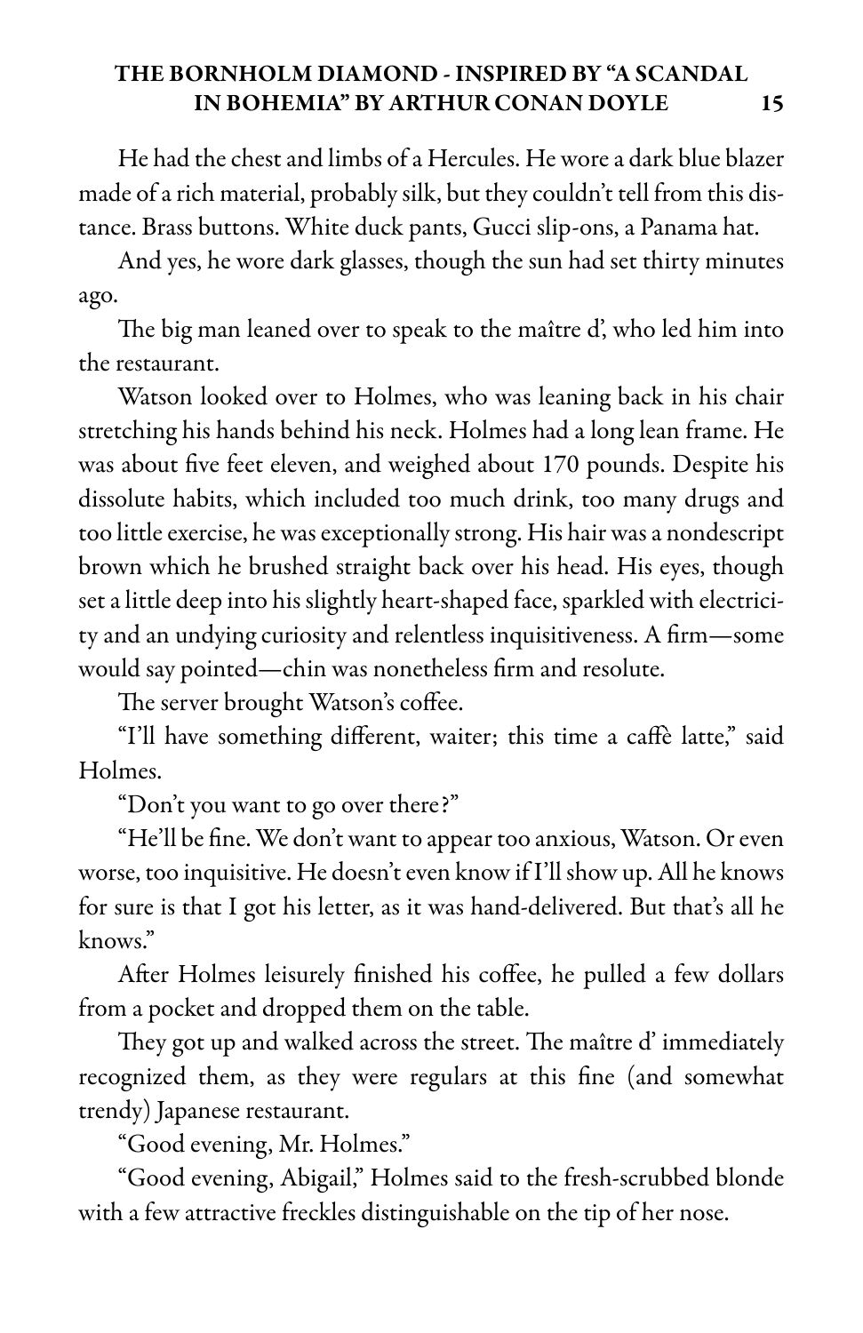He had the chest and limbs of a Hercules. He wore a dark blue blazer made of a rich material, probably silk, but they couldn't tell from this distance. Brass buttons. White duck pants, Gucci slip-ons, a Panama hat.

And yes, he wore dark glasses, though the sun had set thirty minutes ago.

The big man leaned over to speak to the maître d', who led him into the restaurant.

Watson looked over to Holmes, who was leaning back in his chair stretching his hands behind his neck. Holmes had a long lean frame. He was about five feet eleven, and weighed about 170 pounds. Despite his dissolute habits, which included too much drink, too many drugs and too little exercise, he was exceptionally strong. His hair was a nondescript brown which he brushed straight back over his head. His eyes, though set a little deep into his slightly heart-shaped face, sparkled with electricity and an undying curiosity and relentless inquisitiveness. A firm—some would say pointed—chin was nonetheless firm and resolute.

The server brought Watson's coffee.

"I'll have something different, waiter; this time a caffè latte," said Holmes.

"Don't you want to go over there?"

"He'll be fine. We don't want to appear too anxious, Watson. Or even worse, too inquisitive. He doesn't even know if I'll show up. All he knows for sure is that I got his letter, as it was hand-delivered. But that's all he knows."

After Holmes leisurely finished his coffee, he pulled a few dollars from a pocket and dropped them on the table.

They got up and walked across the street. The maître d' immediately recognized them, as they were regulars at this fine (and somewhat trendy) Japanese restaurant.

"Good evening, Mr. Holmes."

"Good evening, Abigail," Holmes said to the fresh-scrubbed blonde with a few attractive freckles distinguishable on the tip of her nose.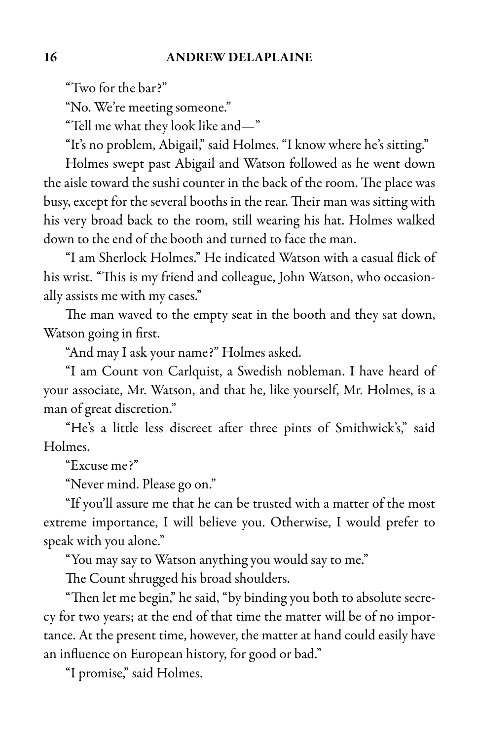"Two for the bar?"

"No. We're meeting someone."

"Tell me what they look like and—"

"It's no problem, Abigail," said Holmes. "I know where he's sitting."

Holmes swept past Abigail and Watson followed as he went down the aisle toward the sushi counter in the back of the room. The place was busy, except for the several booths in the rear. Their man was sitting with his very broad back to the room, still wearing his hat. Holmes walked down to the end of the booth and turned to face the man.

"I am Sherlock Holmes." He indicated Watson with a casual flick of his wrist. "This is my friend and colleague, John Watson, who occasionally assists me with my cases."

The man waved to the empty seat in the booth and they sat down, Watson going in first.

"And may I ask your name?" Holmes asked.

"I am Count von Carlquist, a Swedish nobleman. I have heard of your associate, Mr. Watson, and that he, like yourself, Mr. Holmes, is a man of great discretion."

"He's a little less discreet after three pints of Smithwick's," said Holmes.

"Excuse me?"

"Never mind. Please go on."

"If you'll assure me that he can be trusted with a matter of the most extreme importance, I will believe you. Otherwise, I would prefer to speak with you alone."

"You may say to Watson anything you would say to me."

The Count shrugged his broad shoulders.

"Then let me begin," he said, "by binding you both to absolute secrecy for two years; at the end of that time the matter will be of no importance. At the present time, however, the matter at hand could easily have an influence on European history, for good or bad."

"I promise," said Holmes.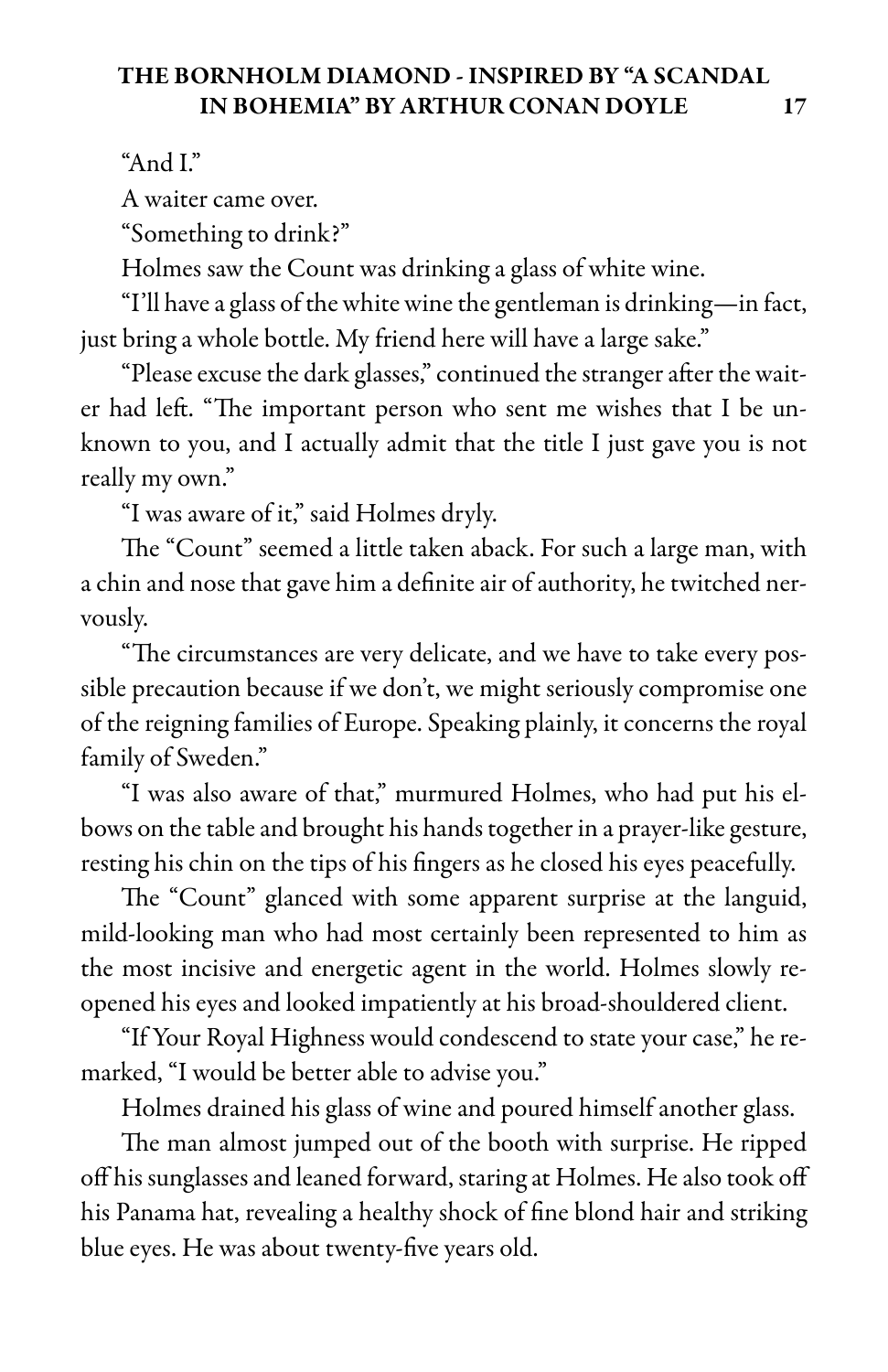"And I."

A waiter came over.

"Something to drink?"

Holmes saw the Count was drinking a glass of white wine.

"I'll have a glass of the white wine the gentleman is drinking—in fact, just bring a whole bottle. My friend here will have a large sake."

"Please excuse the dark glasses," continued the stranger after the waiter had left. "The important person who sent me wishes that I be unknown to you, and I actually admit that the title I just gave you is not really my own."

"I was aware of it," said Holmes dryly.

The "Count" seemed a little taken aback. For such a large man, with a chin and nose that gave him a definite air of authority, he twitched nervously.

"The circumstances are very delicate, and we have to take every possible precaution because if we don't, we might seriously compromise one of the reigning families of Europe. Speaking plainly, it concerns the royal family of Sweden."

"I was also aware of that," murmured Holmes, who had put his elbows on the table and brought his hands together in a prayer-like gesture, resting his chin on the tips of his fingers as he closed his eyes peacefully.

The "Count" glanced with some apparent surprise at the languid, mild-looking man who had most certainly been represented to him as the most incisive and energetic agent in the world. Holmes slowly reopened his eyes and looked impatiently at his broad-shouldered client.

"If Your Royal Highness would condescend to state your case," he remarked, "I would be better able to advise you."

Holmes drained his glass of wine and poured himself another glass.

The man almost jumped out of the booth with surprise. He ripped off his sunglasses and leaned forward, staring at Holmes. He also took off his Panama hat, revealing a healthy shock of fine blond hair and striking blue eyes. He was about twenty-five years old.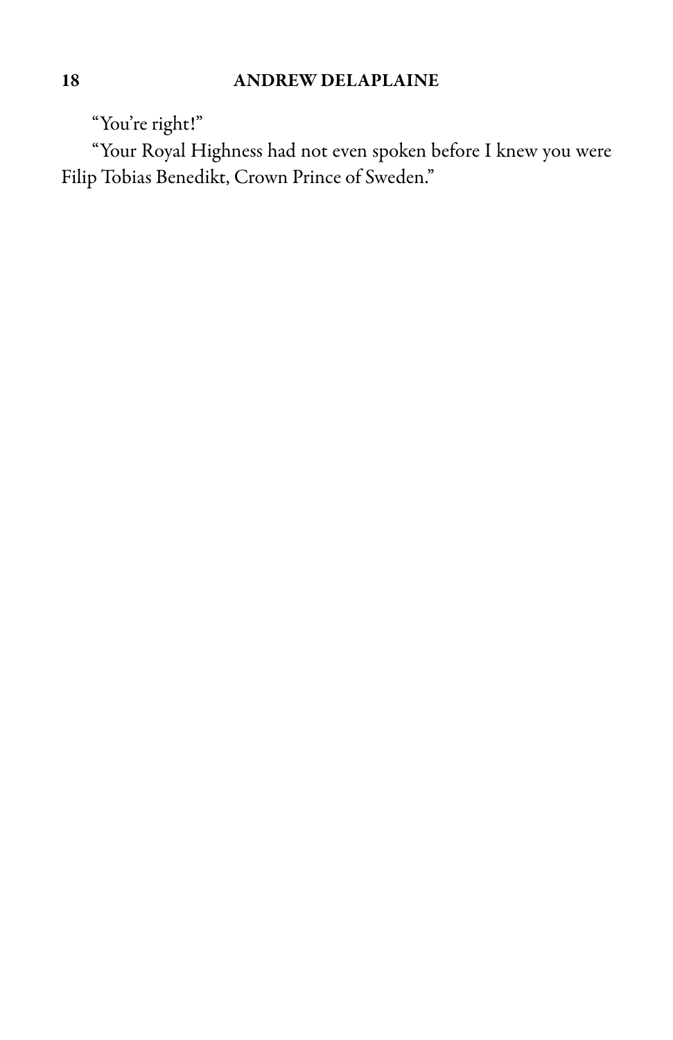"You're right!"

"Your Royal Highness had not even spoken before I knew you were Filip Tobias Benedikt, Crown Prince of Sweden."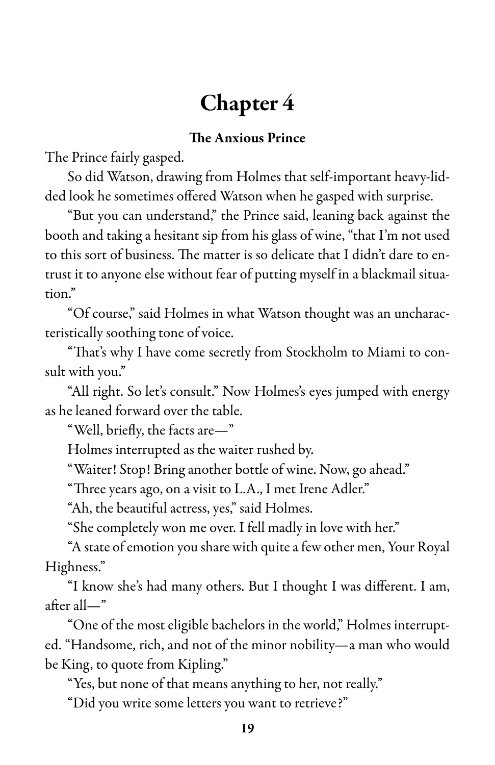# Chapter 4

**The Anxious Prince**

The Prince fairly gasped.

So did Watson, drawing from Holmes that self-important heavy-lidded look he sometimes offered Watson when he gasped with surprise.

"But you can understand," the Prince said, leaning back against the booth and taking a hesitant sip from his glass of wine, "that I'm not used to this sort of business. The matter is so delicate that I didn't dare to entrust it to anyone else without fear of putting myself in a blackmail situation."

"Of course," said Holmes in what Watson thought was an uncharacteristically soothing tone of voice.

"That's why I have come secretly from Stockholm to Miami to consult with you."

"All right. So let's consult." Now Holmes's eyes jumped with energy as he leaned forward over the table.

"Well, briefly, the facts are—"

Holmes interrupted as the waiter rushed by.

"Waiter! Stop! Bring another bottle of wine. Now, go ahead."

"Three years ago, on a visit to L.A., I met Irene Adler."

"Ah, the beautiful actress, yes," said Holmes.

"She completely won me over. I fell madly in love with her."

"A state of emotion you share with quite a few other men, Your Royal Highness."

"I know she's had many others. But I thought I was different. I am, after all—"

"One of the most eligible bachelors in the world," Holmes interrupted. "Handsome, rich, and not of the minor nobility—a man who would be King, to quote from Kipling."

"Yes, but none of that means anything to her, not really."

"Did you write some letters you want to retrieve?"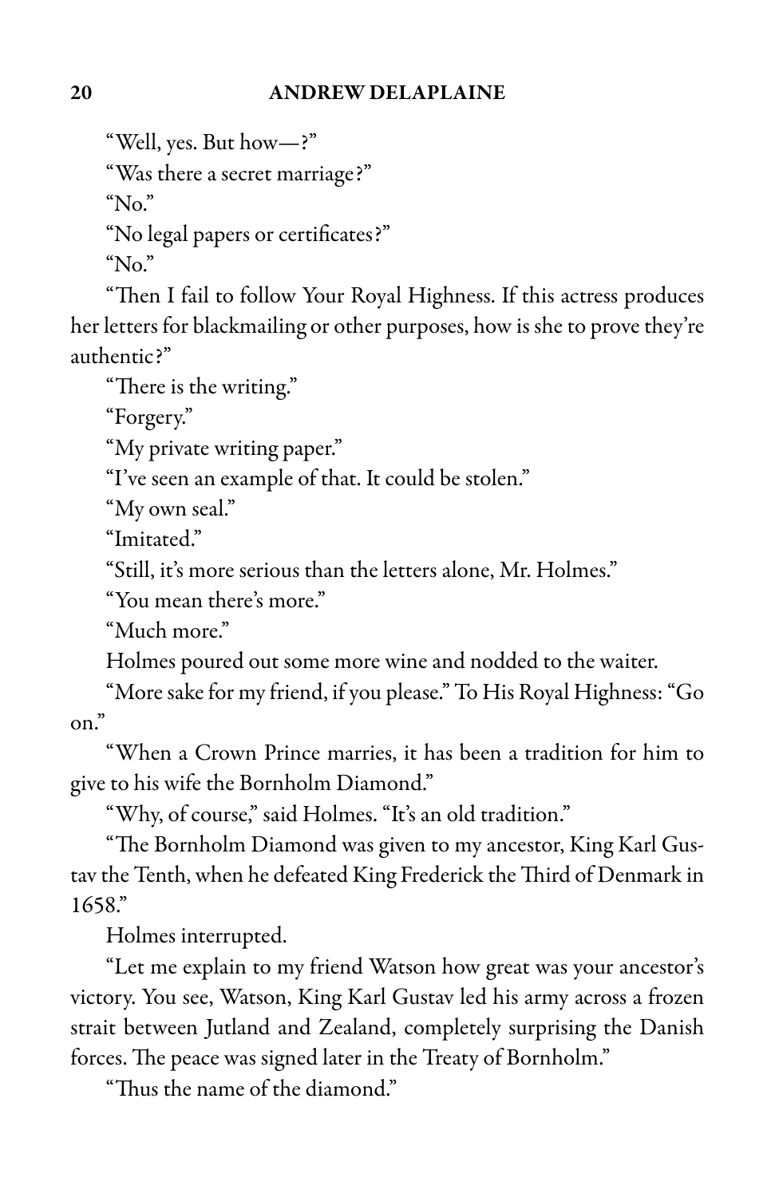"Well, yes. But how—?"

"Was there a secret marriage?"

"No."

"No legal papers or certificates?"

"No."

"Then I fail to follow Your Royal Highness. If this actress produces her letters for blackmailing or other purposes, how is she to prove they're authentic?"

"There is the writing."

"Forgery."

"My private writing paper."

"I've seen an example of that. It could be stolen."

"My own seal."

"Imitated."

"Still, it's more serious than the letters alone, Mr. Holmes."

"You mean there's more."

"Much more."

Holmes poured out some more wine and nodded to the waiter.

"More sake for my friend, if you please." To His Royal Highness: "Go on."

"When a Crown Prince marries, it has been a tradition for him to give to his wife the Bornholm Diamond."

"Why, of course," said Holmes. "It's an old tradition."

"The Bornholm Diamond was given to my ancestor, King Karl Gustav the Tenth, when he defeated King Frederick the Third of Denmark in 1658."

Holmes interrupted.

"Let me explain to my friend Watson how great was your ancestor's victory. You see, Watson, King Karl Gustav led his army across a frozen strait between Jutland and Zealand, completely surprising the Danish forces. The peace was signed later in the Treaty of Bornholm."

"Thus the name of the diamond."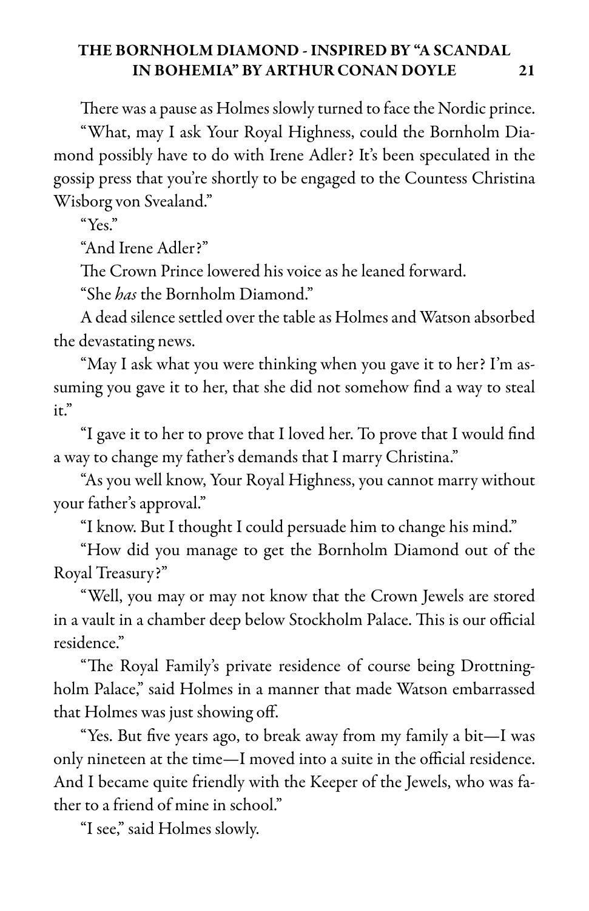There was a pause as Holmes slowly turned to face the Nordic prince.

"What, may I ask Your Royal Highness, could the Bornholm Diamond possibly have to do with Irene Adler? It's been speculated in the gossip press that you're shortly to be engaged to the Countess Christina Wisborg von Svealand."

"Yes."

"And Irene Adler?"

The Crown Prince lowered his voice as he leaned forward.

"She *has* the Bornholm Diamond."

A dead silence settled over the table as Holmes and Watson absorbed the devastating news.

"May I ask what you were thinking when you gave it to her? I'm assuming you gave it to her, that she did not somehow find a way to steal it."

"I gave it to her to prove that I loved her. To prove that I would find a way to change my father's demands that I marry Christina."

"As you well know, Your Royal Highness, you cannot marry without your father's approval."

"I know. But I thought I could persuade him to change his mind."

"How did you manage to get the Bornholm Diamond out of the Royal Treasury?"

"Well, you may or may not know that the Crown Jewels are stored in a vault in a chamber deep below Stockholm Palace. This is our official residence."

"The Royal Family's private residence of course being Drottningholm Palace," said Holmes in a manner that made Watson embarrassed that Holmes was just showing off.

"Yes. But five years ago, to break away from my family a bit—I was only nineteen at the time—I moved into a suite in the official residence. And I became quite friendly with the Keeper of the Jewels, who was father to a friend of mine in school."

"I see," said Holmes slowly.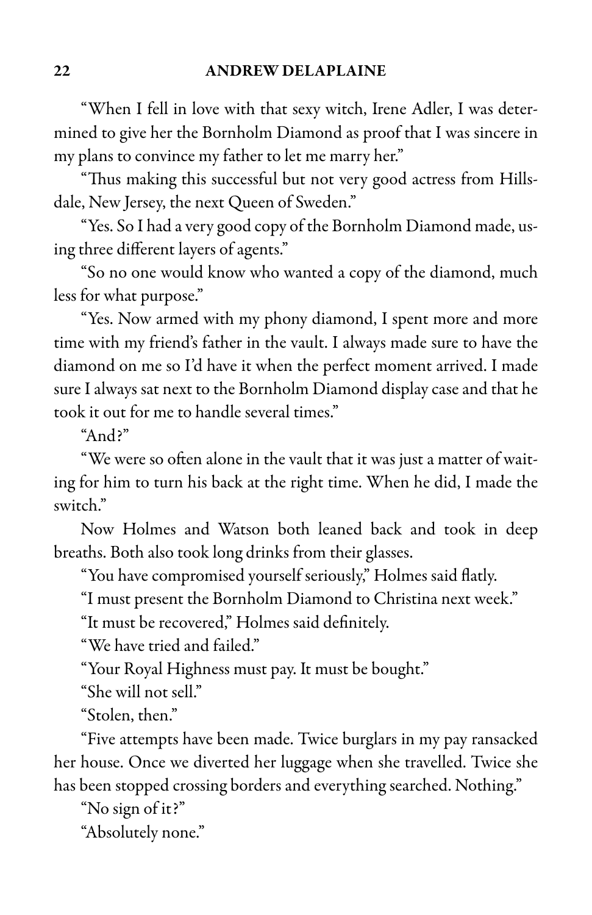"When I fell in love with that sexy witch, Irene Adler, I was determined to give her the Bornholm Diamond as proof that I was sincere in my plans to convince my father to let me marry her."

"Thus making this successful but not very good actress from Hillsdale, New Jersey, the next Queen of Sweden."

"Yes. So I had a very good copy of the Bornholm Diamond made, using three different layers of agents."

"So no one would know who wanted a copy of the diamond, much less for what purpose."

"Yes. Now armed with my phony diamond, I spent more and more time with my friend's father in the vault. I always made sure to have the diamond on me so I'd have it when the perfect moment arrived. I made sure I always sat next to the Bornholm Diamond display case and that he took it out for me to handle several times."

"And?"

"We were so often alone in the vault that it was just a matter of waiting for him to turn his back at the right time. When he did, I made the switch."

Now Holmes and Watson both leaned back and took in deep breaths. Both also took long drinks from their glasses.

"You have compromised yourself seriously," Holmes said flatly.

"I must present the Bornholm Diamond to Christina next week."

"It must be recovered," Holmes said definitely.

"We have tried and failed."

"Your Royal Highness must pay. It must be bought."

"She will not sell."

"Stolen, then."

"Five attempts have been made. Twice burglars in my pay ransacked her house. Once we diverted her luggage when she travelled. Twice she has been stopped crossing borders and everything searched. Nothing."

"No sign of it?"

"Absolutely none."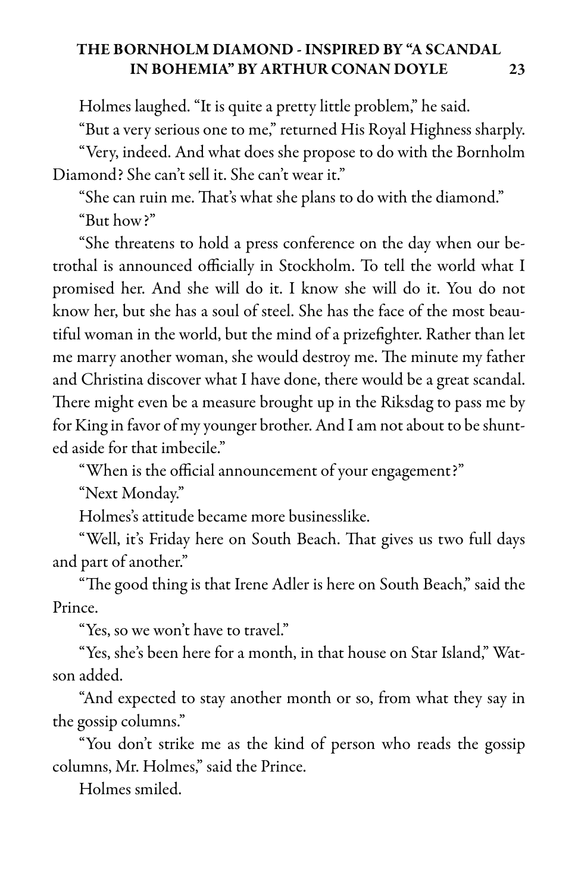Holmes laughed. "It is quite a pretty little problem," he said.

"But a very serious one to me," returned His Royal Highness sharply.

"Very, indeed. And what does she propose to do with the Bornholm Diamond? She can't sell it. She can't wear it."

"She can ruin me. That's what she plans to do with the diamond."

"But how?"

"She threatens to hold a press conference on the day when our betrothal is announced officially in Stockholm. To tell the world what I promised her. And she will do it. I know she will do it. You do not know her, but she has a soul of steel. She has the face of the most beautiful woman in the world, but the mind of a prizefighter. Rather than let me marry another woman, she would destroy me. The minute my father and Christina discover what I have done, there would be a great scandal. There might even be a measure brought up in the Riksdag to pass me by for King in favor of my younger brother. And I am not about to be shunted aside for that imbecile."

"When is the official announcement of your engagement?"

"Next Monday."

Holmes's attitude became more businesslike.

"Well, it's Friday here on South Beach. That gives us two full days and part of another."

"The good thing is that Irene Adler is here on South Beach," said the Prince.

"Yes, so we won't have to travel."

"Yes, she's been here for a month, in that house on Star Island," Watson added.

"And expected to stay another month or so, from what they say in the gossip columns."

"You don't strike me as the kind of person who reads the gossip columns, Mr. Holmes," said the Prince.

Holmes smiled.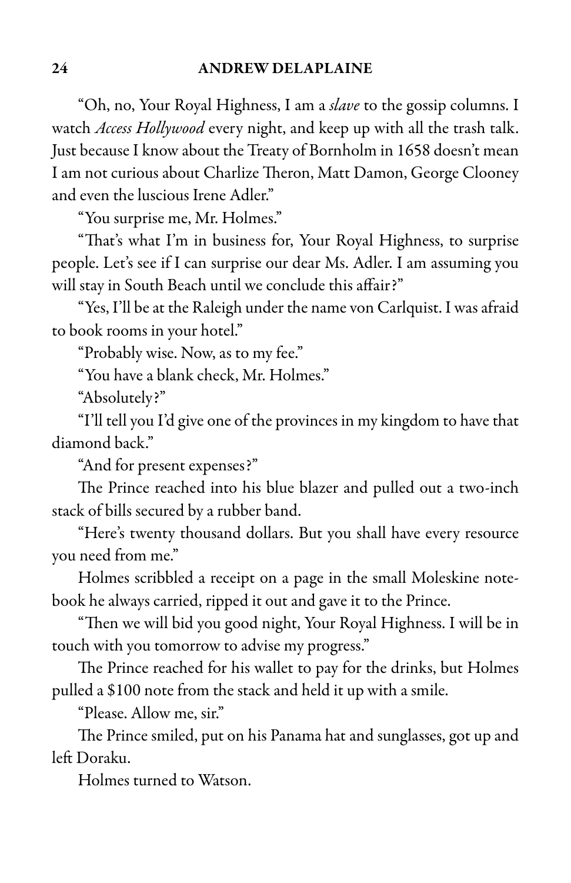"Oh, no, Your Royal Highness, I am a *slave* to the gossip columns. I watch *Access Hollywood* every night, and keep up with all the trash talk. Just because I know about the Treaty of Bornholm in 1658 doesn't mean I am not curious about Charlize Theron, Matt Damon, George Clooney and even the luscious Irene Adler."

"You surprise me, Mr. Holmes."

"That's what I'm in business for, Your Royal Highness, to surprise people. Let's see if I can surprise our dear Ms. Adler. I am assuming you will stay in South Beach until we conclude this affair?"

"Yes, I'll be at the Raleigh under the name von Carlquist. I was afraid to book rooms in your hotel."

"Probably wise. Now, as to my fee."

"You have a blank check, Mr. Holmes."

"Absolutely?"

"I'll tell you I'd give one of the provinces in my kingdom to have that diamond back."

"And for present expenses?"

The Prince reached into his blue blazer and pulled out a two-inch stack of bills secured by a rubber band.

"Here's twenty thousand dollars. But you shall have every resource you need from me."

Holmes scribbled a receipt on a page in the small Moleskine notebook he always carried, ripped it out and gave it to the Prince.

"Then we will bid you good night, Your Royal Highness. I will be in touch with you tomorrow to advise my progress."

The Prince reached for his wallet to pay for the drinks, but Holmes pulled a $100 note from the stack and held it up with a smile.

"Please. Allow me, sir."

The Prince smiled, put on his Panama hat and sunglasses, got up and left Doraku.

Holmes turned to Watson.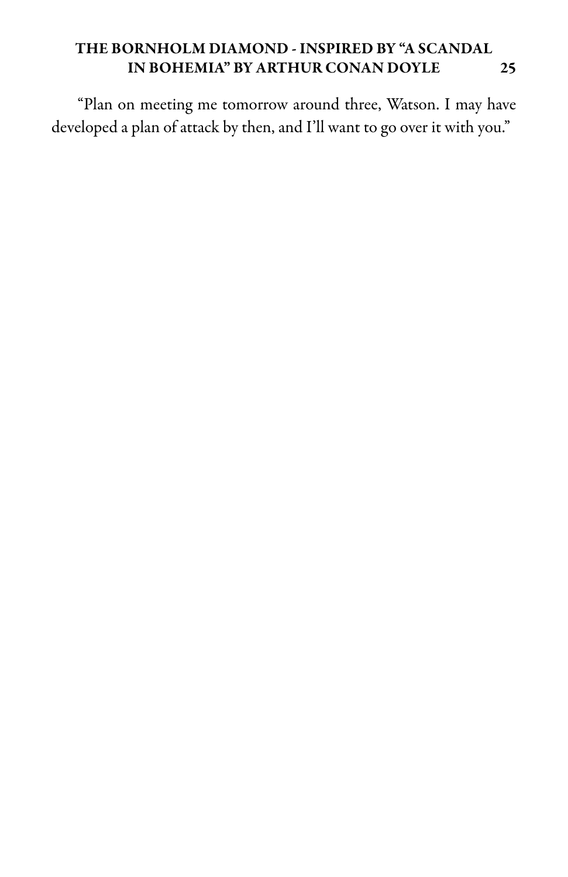"Plan on meeting me tomorrow around three, Watson. I may have developed a plan of attack by then, and I'll want to go over it with you."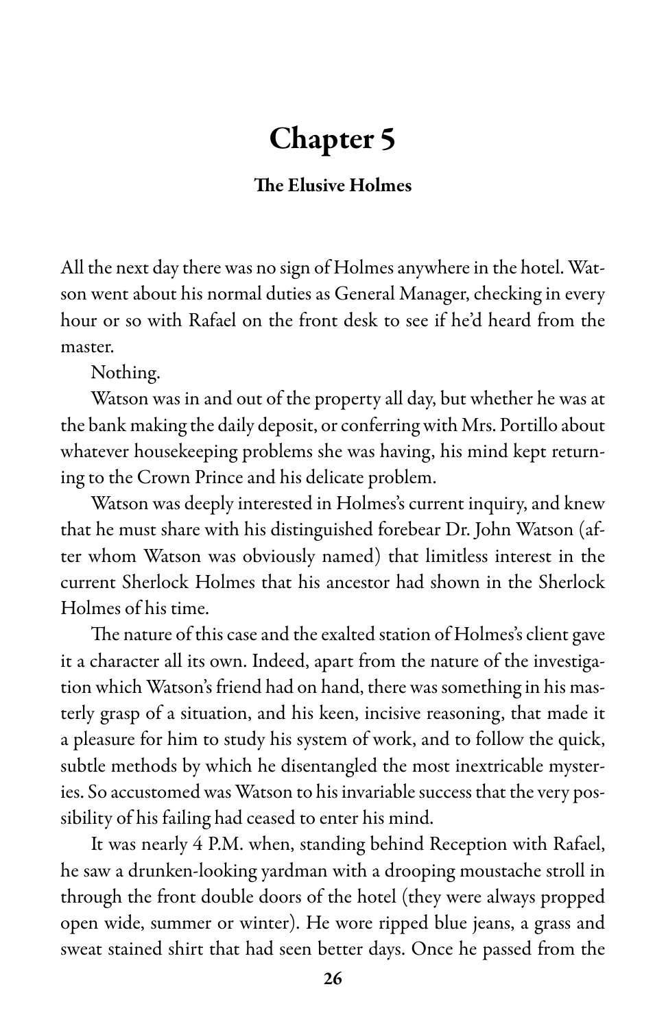# Chapter 5

### The Elusive Holmes

All the next day there was no sign of Holmes anywhere in the hotel. Watson went about his normal duties as General Manager, checking in every hour or so with Rafael on the front desk to see if he'd heard from the master.

Nothing.

Watson was in and out of the property all day, but whether he was at the bank making the daily deposit, or conferring with Mrs. Portillo about whatever housekeeping problems she was having, his mind kept returning to the Crown Prince and his delicate problem.

Watson was deeply interested in Holmes's current inquiry, and knew that he must share with his distinguished forebear Dr. John Watson (after whom Watson was obviously named) that limitless interest in the current Sherlock Holmes that his ancestor had shown in the Sherlock Holmes of his time.

The nature of this case and the exalted station of Holmes's client gave it a character all its own. Indeed, apart from the nature of the investigation which Watson's friend had on hand, there was something in his masterly grasp of a situation, and his keen, incisive reasoning, that made it a pleasure for him to study his system of work, and to follow the quick, subtle methods by which he disentangled the most inextricable mysteries. So accustomed was Watson to his invariable success that the very possibility of his failing had ceased to enter his mind.

It was nearly 4 P.M. when, standing behind Reception with Rafael, he saw a drunken-looking yardman with a drooping moustache stroll in through the front double doors of the hotel (they were always propped open wide, summer or winter). He wore ripped blue jeans, a grass and sweat stained shirt that had seen better days. Once he passed from the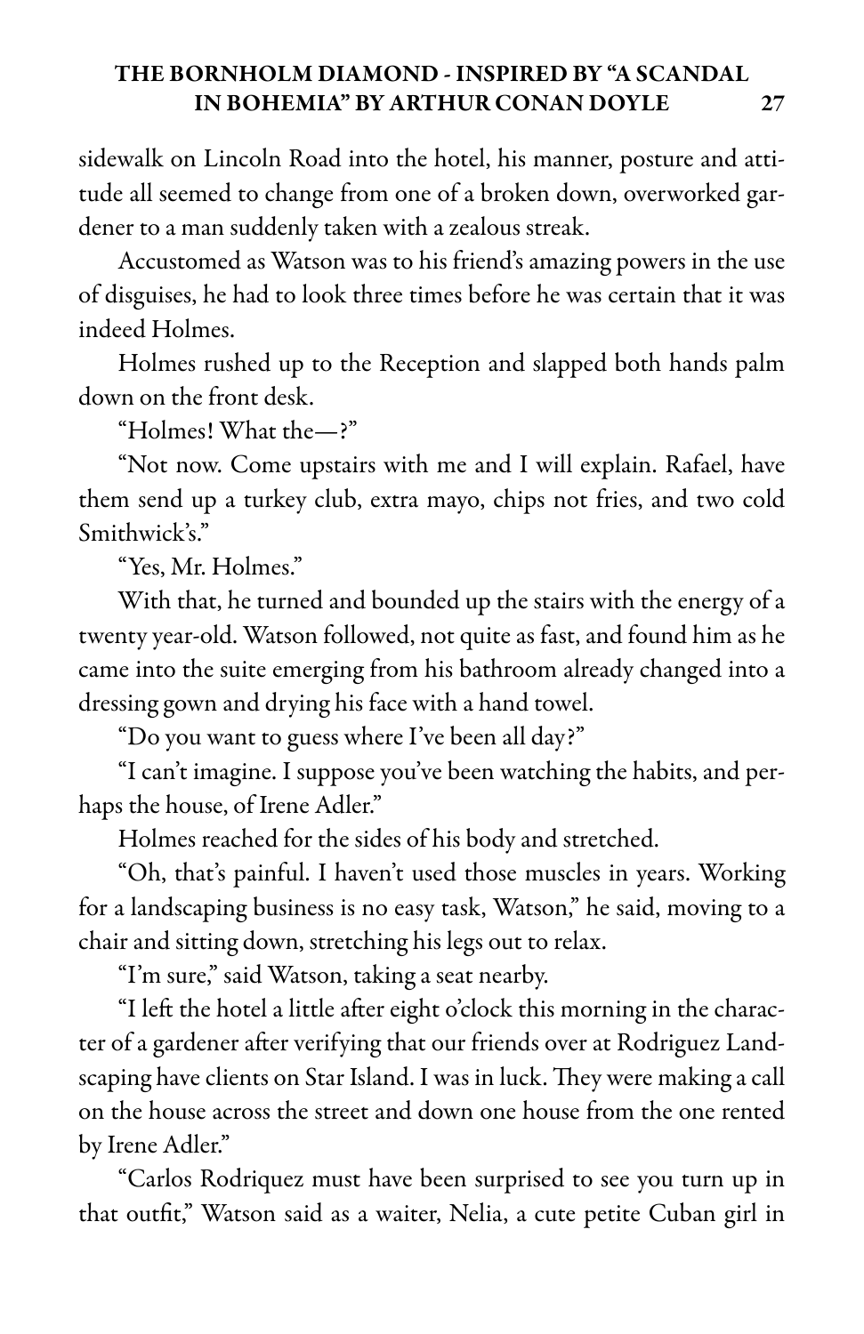sidewalk on Lincoln Road into the hotel, his manner, posture and attitude all seemed to change from one of a broken down, overworked gardener to a man suddenly taken with a zealous streak.

Accustomed as Watson was to his friend's amazing powers in the use of disguises, he had to look three times before he was certain that it was indeed Holmes.

Holmes rushed up to the Reception and slapped both hands palm down on the front desk.

"Holmes! What the—?"

"Not now. Come upstairs with me and I will explain. Rafael, have them send up a turkey club, extra mayo, chips not fries, and two cold Smithwick's."

"Yes, Mr. Holmes."

With that, he turned and bounded up the stairs with the energy of a twenty year-old. Watson followed, not quite as fast, and found him as he came into the suite emerging from his bathroom already changed into a dressing gown and drying his face with a hand towel.

"Do you want to guess where I've been all day?"

"I can't imagine. I suppose you've been watching the habits, and perhaps the house, of Irene Adler."

Holmes reached for the sides of his body and stretched.

"Oh, that's painful. I haven't used those muscles in years. Working for a landscaping business is no easy task, Watson," he said, moving to a chair and sitting down, stretching his legs out to relax.

"I'm sure," said Watson, taking a seat nearby.

"I left the hotel a little after eight o'clock this morning in the character of a gardener after verifying that our friends over at Rodriguez Landscaping have clients on Star Island. I was in luck. They were making a call on the house across the street and down one house from the one rented by Irene Adler."

"Carlos Rodriquez must have been surprised to see you turn up in that outfit," Watson said as a waiter, Nelia, a cute petite Cuban girl in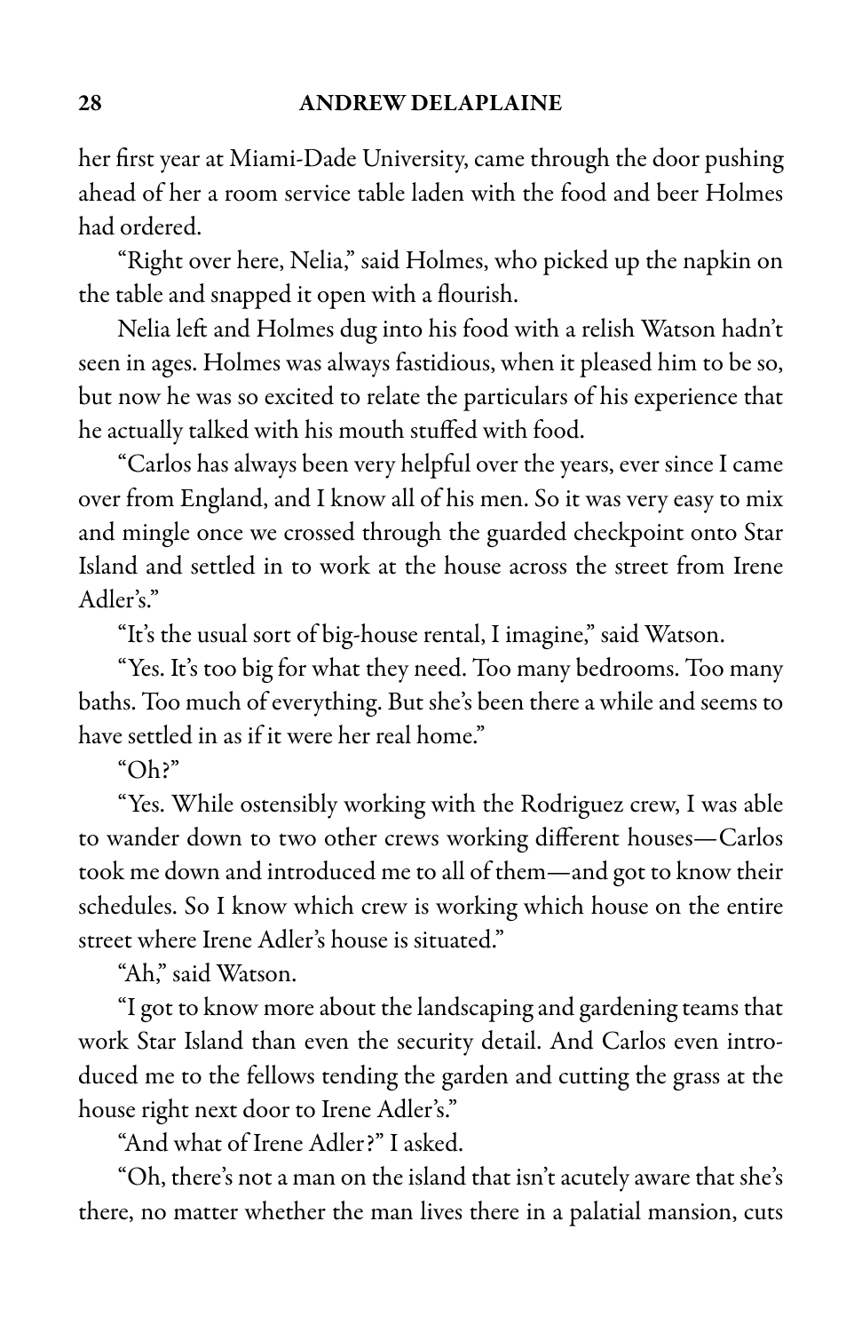her first year at Miami-Dade University, came through the door pushing ahead of her a room service table laden with the food and beer Holmes had ordered.

"Right over here, Nelia," said Holmes, who picked up the napkin on the table and snapped it open with a flourish.

Nelia left and Holmes dug into his food with a relish Watson hadn't seen in ages. Holmes was always fastidious, when it pleased him to be so, but now he was so excited to relate the particulars of his experience that he actually talked with his mouth stuffed with food.

"Carlos has always been very helpful over the years, ever since I came over from England, and I know all of his men. So it was very easy to mix and mingle once we crossed through the guarded checkpoint onto Star Island and settled in to work at the house across the street from Irene Adler's."

"It's the usual sort of big-house rental, I imagine," said Watson.

"Yes. It's too big for what they need. Too many bedrooms. Too many baths. Too much of everything. But she's been there a while and seems to have settled in as if it were her real home."

"Oh?"

"Yes. While ostensibly working with the Rodriguez crew, I was able to wander down to two other crews working different houses—Carlos took me down and introduced me to all of them—and got to know their schedules. So I know which crew is working which house on the entire street where Irene Adler's house is situated."

"Ah," said Watson.

"I got to know more about the landscaping and gardening teams that work Star Island than even the security detail. And Carlos even introduced me to the fellows tending the garden and cutting the grass at the house right next door to Irene Adler's."

"And what of Irene Adler?" I asked.

"Oh, there's not a man on the island that isn't acutely aware that she's there, no matter whether the man lives there in a palatial mansion, cuts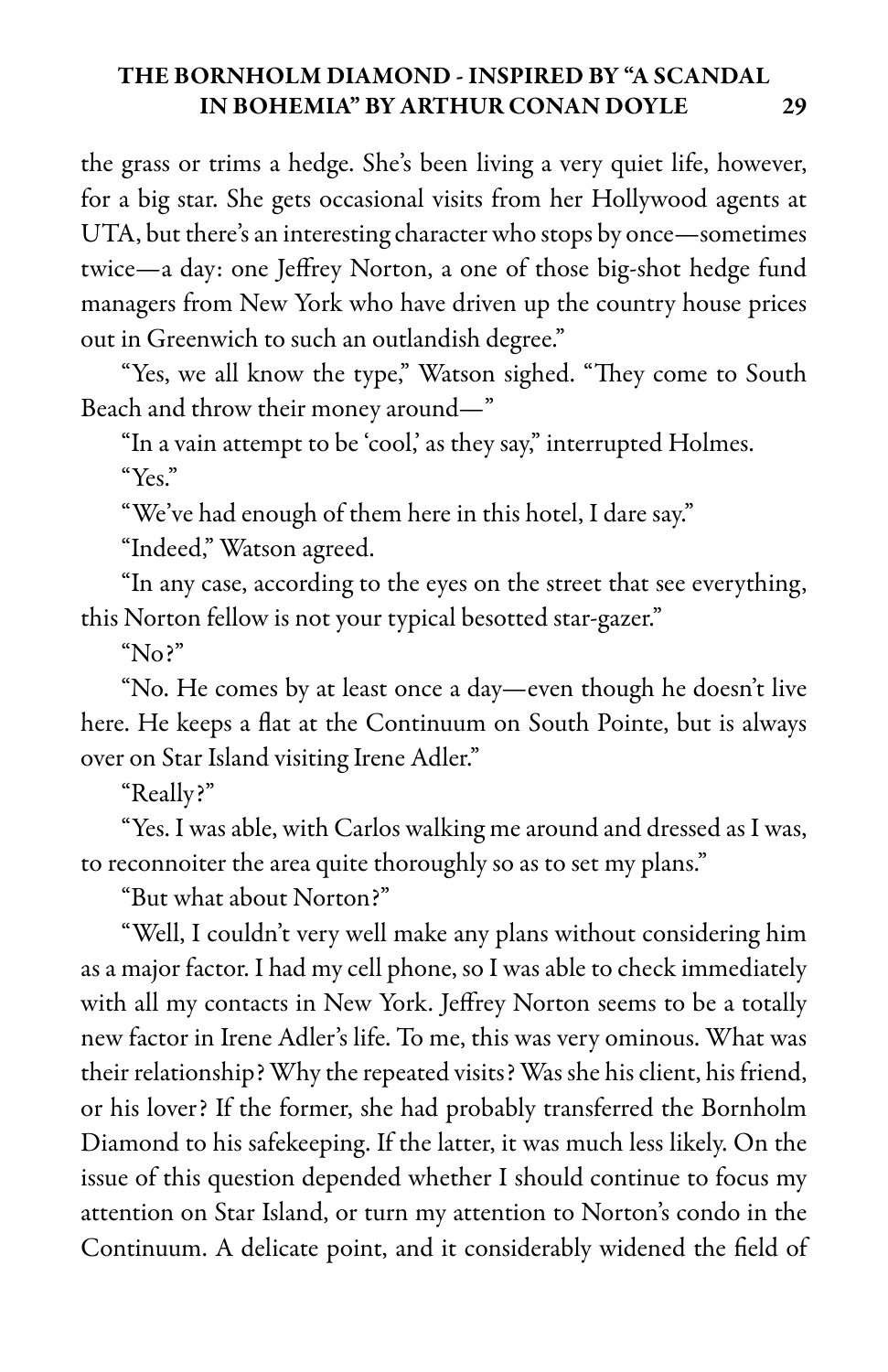the grass or trims a hedge. She's been living a very quiet life, however, for a big star. She gets occasional visits from her Hollywood agents at UTA, but there's an interesting character who stops by once—sometimes twice—a day: one Jeffrey Norton, a one of those big-shot hedge fund managers from New York who have driven up the country house prices out in Greenwich to such an outlandish degree."

"Yes, we all know the type," Watson sighed. "They come to South Beach and throw their money around—"

"In a vain attempt to be 'cool,' as they say," interrupted Holmes.

"Yes."

"We've had enough of them here in this hotel, I dare say."

"Indeed," Watson agreed.

"In any case, according to the eyes on the street that see everything, this Norton fellow is not your typical besotted star-gazer."

"No?"

"No. He comes by at least once a day—even though he doesn't live here. He keeps a flat at the Continuum on South Pointe, but is always over on Star Island visiting Irene Adler."

"Really?"

"Yes. I was able, with Carlos walking me around and dressed as I was, to reconnoiter the area quite thoroughly so as to set my plans."

"But what about Norton?"

"Well, I couldn't very well make any plans without considering him as a major factor. I had my cell phone, so I was able to check immediately with all my contacts in New York. Jeffrey Norton seems to be a totally new factor in Irene Adler's life. To me, this was very ominous. What was their relationship? Why the repeated visits? Was she his client, his friend, or his lover? If the former, she had probably transferred the Bornholm Diamond to his safekeeping. If the latter, it was much less likely. On the issue of this question depended whether I should continue to focus my attention on Star Island, or turn my attention to Norton's condo in the Continuum. A delicate point, and it considerably widened the field of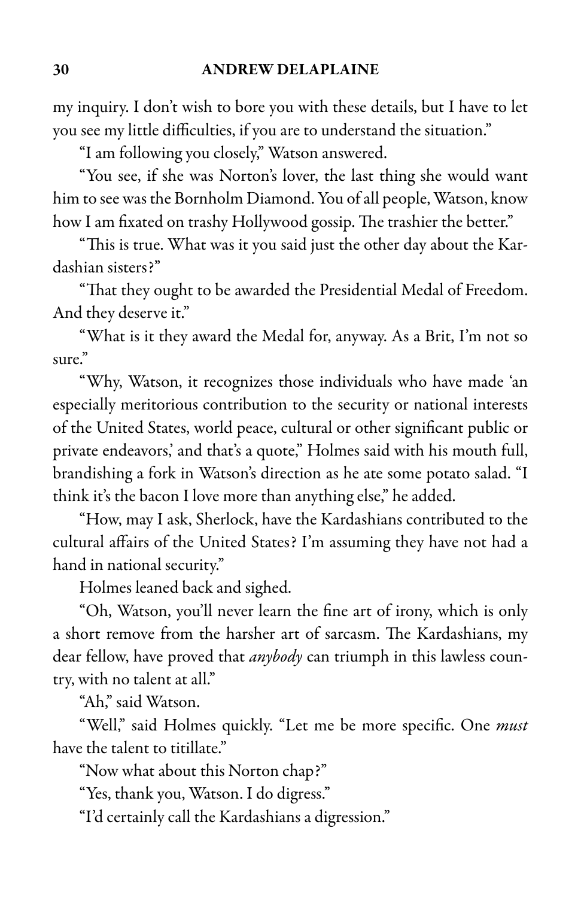my inquiry. I don't wish to bore you with these details, but I have to let you see my little difficulties, if you are to understand the situation."

"I am following you closely," Watson answered.

"You see, if she was Norton's lover, the last thing she would want him to see was the Bornholm Diamond. You of all people, Watson, know how I am fixated on trashy Hollywood gossip. The trashier the better."

"This is true. What was it you said just the other day about the Kardashian sisters?"

"That they ought to be awarded the Presidential Medal of Freedom. And they deserve it."

"What is it they award the Medal for, anyway. As a Brit, I'm not so sure."

"Why, Watson, it recognizes those individuals who have made 'an especially meritorious contribution to the security or national interests of the United States, world peace, cultural or other significant public or private endeavors,' and that's a quote," Holmes said with his mouth full, brandishing a fork in Watson's direction as he ate some potato salad. "I think it's the bacon I love more than anything else," he added.

"How, may I ask, Sherlock, have the Kardashians contributed to the cultural affairs of the United States? I'm assuming they have not had a hand in national security."

Holmes leaned back and sighed.

"Oh, Watson, you'll never learn the fine art of irony, which is only a short remove from the harsher art of sarcasm. The Kardashians, my dear fellow, have proved that *anybody* can triumph in this lawless country, with no talent at all."

"Ah," said Watson.

"Well," said Holmes quickly. "Let me be more specific. One *must* have the talent to titillate."

"Now what about this Norton chap?"

"Yes, thank you, Watson. I do digress."

"I'd certainly call the Kardashians a digression."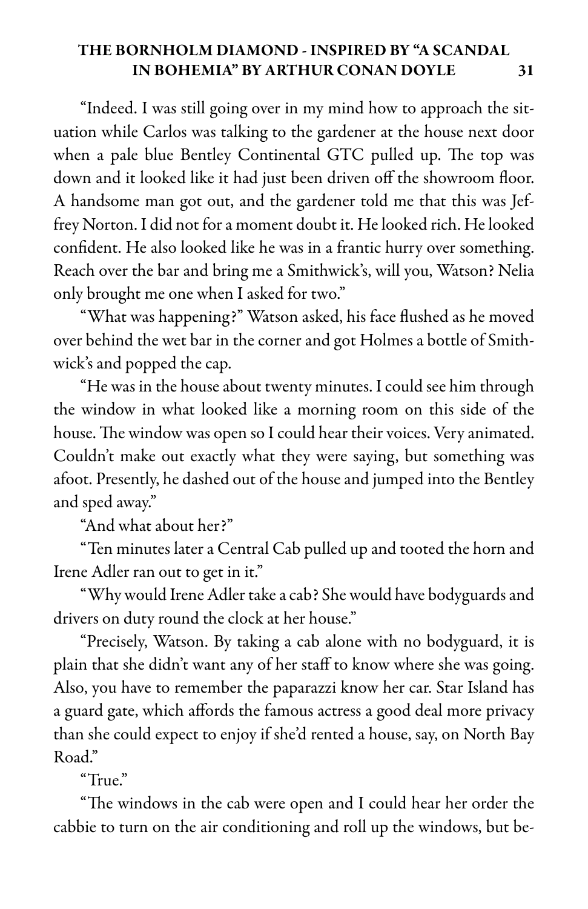"Indeed. I was still going over in my mind how to approach the situation while Carlos was talking to the gardener at the house next door when a pale blue Bentley Continental GTC pulled up. The top was down and it looked like it had just been driven off the showroom floor. A handsome man got out, and the gardener told me that this was Jeffrey Norton. I did not for a moment doubt it. He looked rich. He looked confident. He also looked like he was in a frantic hurry over something. Reach over the bar and bring me a Smithwick's, will you, Watson? Nelia only brought me one when I asked for two."

"What was happening?" Watson asked, his face flushed as he moved over behind the wet bar in the corner and got Holmes a bottle of Smithwick's and popped the cap.

"He was in the house about twenty minutes. I could see him through the window in what looked like a morning room on this side of the house. The window was open so I could hear their voices. Very animated. Couldn't make out exactly what they were saying, but something was afoot. Presently, he dashed out of the house and jumped into the Bentley and sped away."

"And what about her?"

"Ten minutes later a Central Cab pulled up and tooted the horn and Irene Adler ran out to get in it."

"Why would Irene Adler take a cab? She would have bodyguards and drivers on duty round the clock at her house."

"Precisely, Watson. By taking a cab alone with no bodyguard, it is plain that she didn't want any of her staff to know where she was going. Also, you have to remember the paparazzi know her car. Star Island has a guard gate, which affords the famous actress a good deal more privacy than she could expect to enjoy if she'd rented a house, say, on North Bay Road."

"True."

"The windows in the cab were open and I could hear her order the cabbie to turn on the air conditioning and roll up the windows, but be-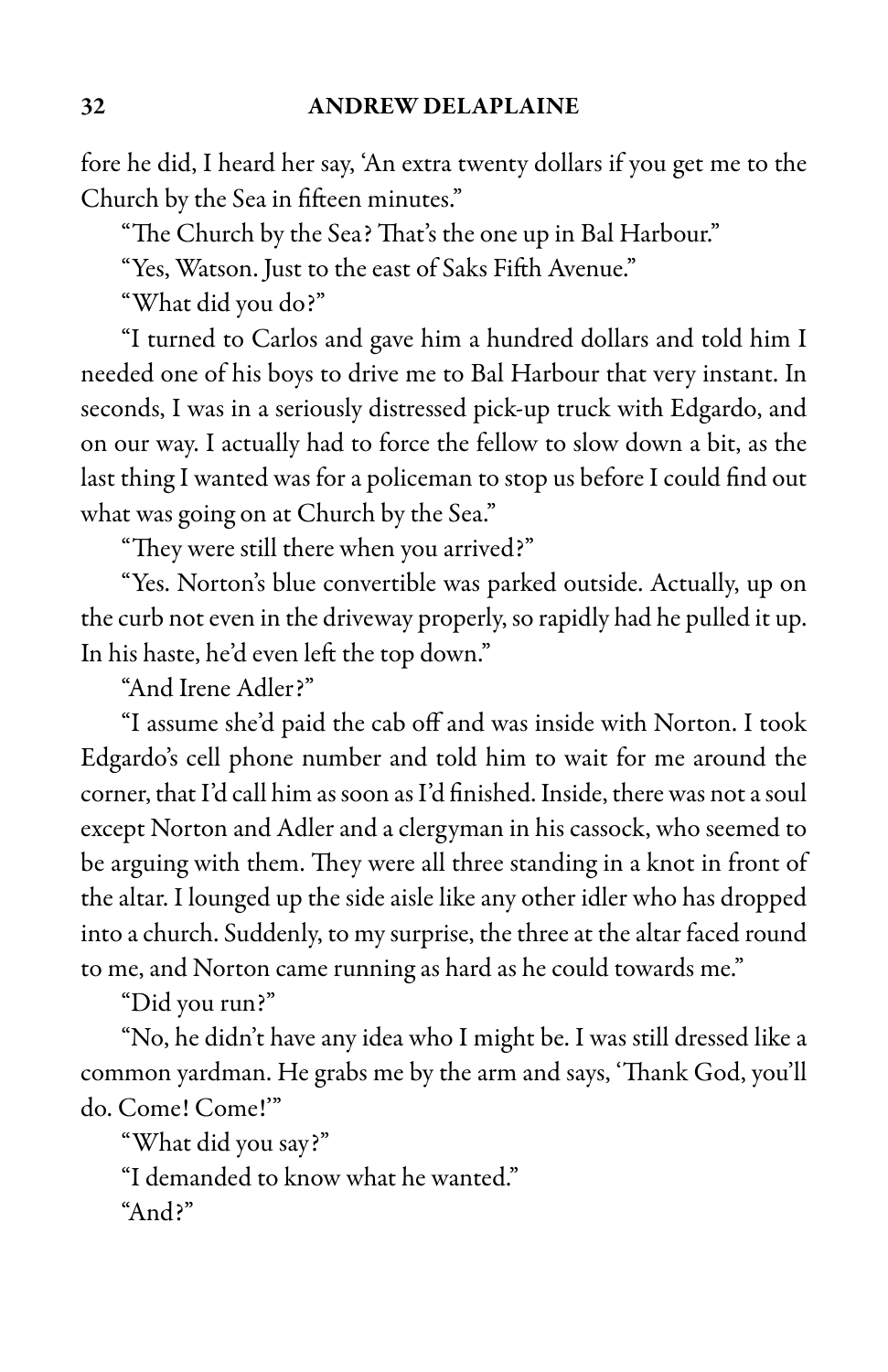fore he did, I heard her say, 'An extra twenty dollars if you get me to the Church by the Sea in fifteen minutes."

"The Church by the Sea? That's the one up in Bal Harbour."

"Yes, Watson. Just to the east of Saks Fifth Avenue."

"What did you do?"

"I turned to Carlos and gave him a hundred dollars and told him I needed one of his boys to drive me to Bal Harbour that very instant. In seconds, I was in a seriously distressed pick-up truck with Edgardo, and on our way. I actually had to force the fellow to slow down a bit, as the last thing I wanted was for a policeman to stop us before I could find out what was going on at Church by the Sea."

"They were still there when you arrived?"

"Yes. Norton's blue convertible was parked outside. Actually, up on the curb not even in the driveway properly, so rapidly had he pulled it up. In his haste, he'd even left the top down."

"And Irene Adler?"

"I assume she'd paid the cab off and was inside with Norton. I took Edgardo's cell phone number and told him to wait for me around the corner, that I'd call him as soon as I'd finished. Inside, there was not a soul except Norton and Adler and a clergyman in his cassock, who seemed to be arguing with them. They were all three standing in a knot in front of the altar. I lounged up the side aisle like any other idler who has dropped into a church. Suddenly, to my surprise, the three at the altar faced round to me, and Norton came running as hard as he could towards me."

"Did you run?"

"No, he didn't have any idea who I might be. I was still dressed like a common yardman. He grabs me by the arm and says, 'Thank God, you'll do. Come! Come!'"

"What did you say?"

"I demanded to know what he wanted."

"And?"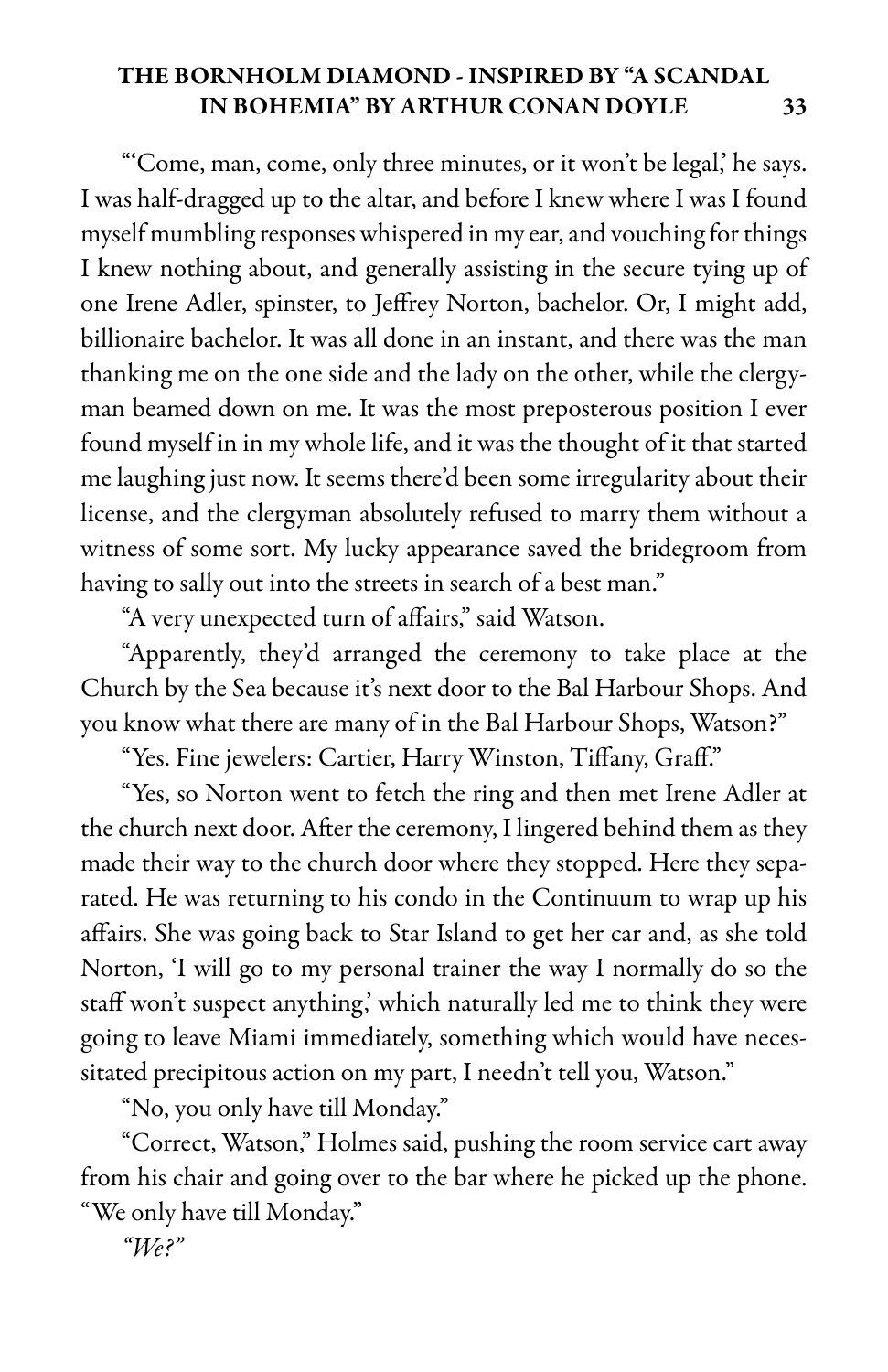"'Come, man, come, only three minutes, or it won't be legal,' he says. I was half-dragged up to the altar, and before I knew where I was I found myself mumbling responses whispered in my ear, and vouching for things I knew nothing about, and generally assisting in the secure tying up of one Irene Adler, spinster, to Jeffrey Norton, bachelor. Or, I might add, billionaire bachelor. It was all done in an instant, and there was the man thanking me on the one side and the lady on the other, while the clergyman beamed down on me. It was the most preposterous position I ever found myself in in my whole life, and it was the thought of it that started me laughing just now. It seems there'd been some irregularity about their license, and the clergyman absolutely refused to marry them without a witness of some sort. My lucky appearance saved the bridegroom from having to sally out into the streets in search of a best man."

"A very unexpected turn of affairs," said Watson.

"Apparently, they'd arranged the ceremony to take place at the Church by the Sea because it's next door to the Bal Harbour Shops. And you know what there are many of in the Bal Harbour Shops, Watson?"

"Yes. Fine jewelers: Cartier, Harry Winston, Tiffany, Graff."

"Yes, so Norton went to fetch the ring and then met Irene Adler at the church next door. After the ceremony, I lingered behind them as they made their way to the church door where they stopped. Here they separated. He was returning to his condo in the Continuum to wrap up his affairs. She was going back to Star Island to get her car and, as she told Norton, 'I will go to my personal trainer the way I normally do so the staff won't suspect anything,' which naturally led me to think they were going to leave Miami immediately, something which would have necessitated precipitous action on my part, I needn't tell you, Watson."

"No, you only have till Monday."

"Correct, Watson," Holmes said, pushing the room service cart away from his chair and going over to the bar where he picked up the phone. "We only have till Monday."

*"We?"*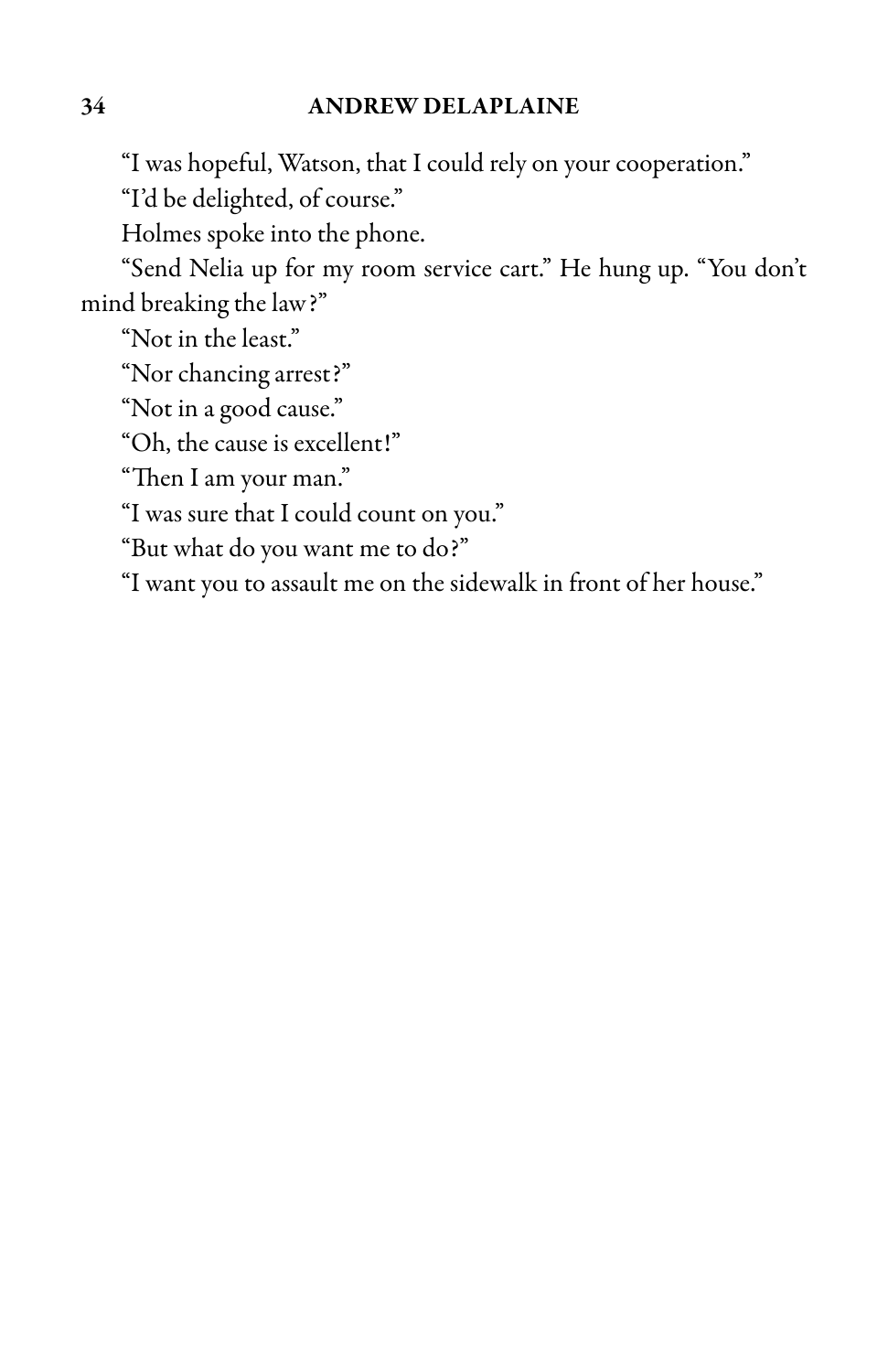"I was hopeful, Watson, that I could rely on your cooperation."

"I'd be delighted, of course."

Holmes spoke into the phone.

"Send Nelia up for my room service cart." He hung up. "You don't mind breaking the law?"

"Not in the least."

"Nor chancing arrest?"

"Not in a good cause."

"Oh, the cause is excellent!"

"Then I am your man."

"I was sure that I could count on you."

"But what do you want me to do?"

"I want you to assault me on the sidewalk in front of her house."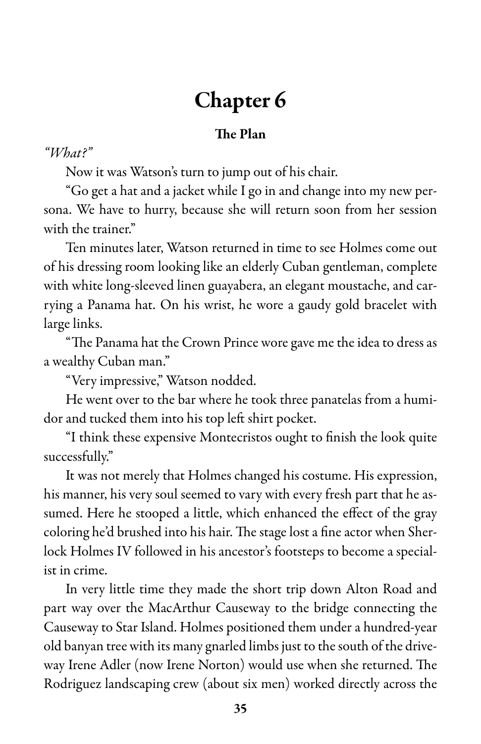# Chapter 6

### The Plan

*"What?"*

Now it was Watson's turn to jump out of his chair.

"Go get a hat and a jacket while I go in and change into my new persona. We have to hurry, because she will return soon from her session with the trainer."

Ten minutes later, Watson returned in time to see Holmes come out of his dressing room looking like an elderly Cuban gentleman, complete with white long-sleeved linen guayabera, an elegant moustache, and carrying a Panama hat. On his wrist, he wore a gaudy gold bracelet with large links.

"The Panama hat the Crown Prince wore gave me the idea to dress as a wealthy Cuban man."

"Very impressive," Watson nodded.

He went over to the bar where he took three panatelas from a humidor and tucked them into his top left shirt pocket.

"I think these expensive Montecristos ought to finish the look quite successfully."

It was not merely that Holmes changed his costume. His expression, his manner, his very soul seemed to vary with every fresh part that he assumed. Here he stooped a little, which enhanced the effect of the gray coloring he'd brushed into his hair. The stage lost a fine actor when Sherlock Holmes IV followed in his ancestor's footsteps to become a specialist in crime.

In very little time they made the short trip down Alton Road and part way over the MacArthur Causeway to the bridge connecting the Causeway to Star Island. Holmes positioned them under a hundred-year old banyan tree with its many gnarled limbs just to the south of the driveway Irene Adler (now Irene Norton) would use when she returned. The Rodriguez landscaping crew (about six men) worked directly across the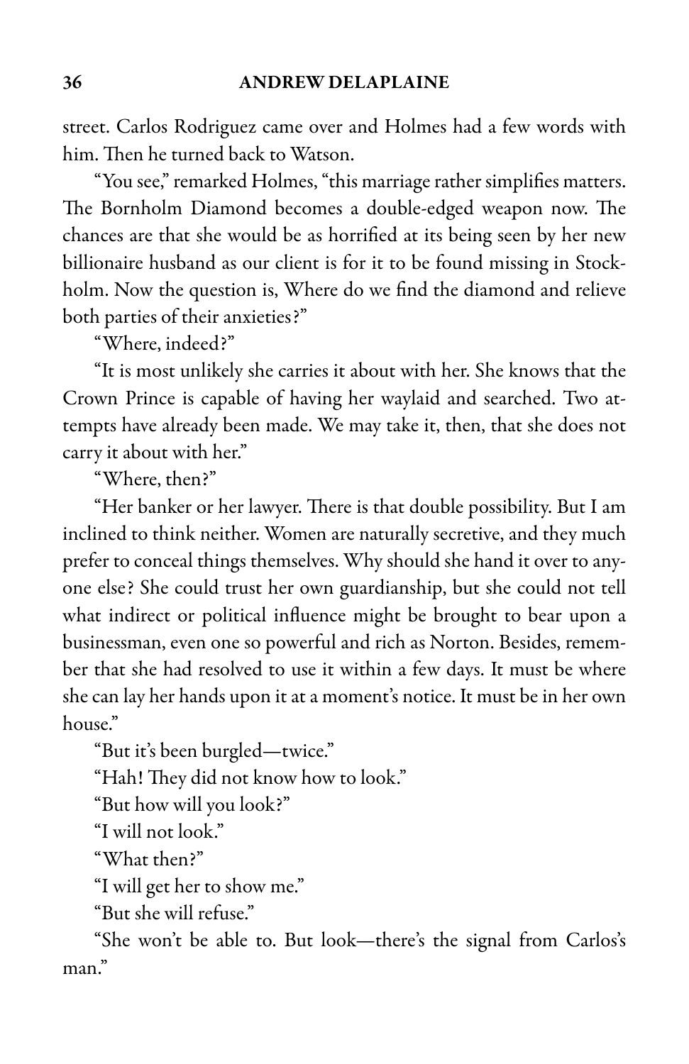street. Carlos Rodriguez came over and Holmes had a few words with him. Then he turned back to Watson.

"You see," remarked Holmes, "this marriage rather simplifies matters. The Bornholm Diamond becomes a double-edged weapon now. The chances are that she would be as horrified at its being seen by her new billionaire husband as our client is for it to be found missing in Stockholm. Now the question is, Where do we find the diamond and relieve both parties of their anxieties?"

"Where, indeed?"

"It is most unlikely she carries it about with her. She knows that the Crown Prince is capable of having her waylaid and searched. Two attempts have already been made. We may take it, then, that she does not carry it about with her."

"Where, then?"

"Her banker or her lawyer. There is that double possibility. But I am inclined to think neither. Women are naturally secretive, and they much prefer to conceal things themselves. Why should she hand it over to anyone else? She could trust her own guardianship, but she could not tell what indirect or political influence might be brought to bear upon a businessman, even one so powerful and rich as Norton. Besides, remember that she had resolved to use it within a few days. It must be where she can lay her hands upon it at a moment's notice. It must be in her own house."

"But it's been burgled—twice."

"Hah! They did not know how to look."

"But how will you look?"

"I will not look."

"What then?"

"I will get her to show me."

"But she will refuse."

"She won't be able to. But look—there's the signal from Carlos's man."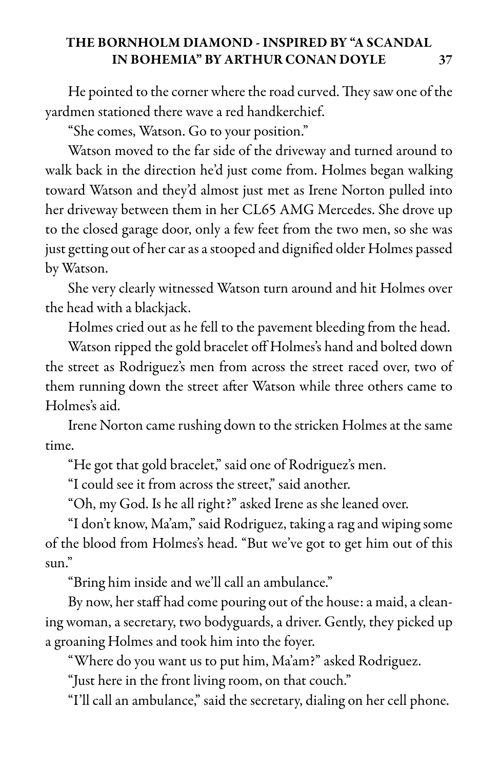He pointed to the corner where the road curved. They saw one of the yardmen stationed there wave a red handkerchief.

"She comes, Watson. Go to your position."

Watson moved to the far side of the driveway and turned around to walk back in the direction he'd just come from. Holmes began walking toward Watson and they'd almost just met as Irene Norton pulled into her driveway between them in her CL65 AMG Mercedes. She drove up to the closed garage door, only a few feet from the two men, so she was just getting out of her car as a stooped and dignified older Holmes passed by Watson.

She very clearly witnessed Watson turn around and hit Holmes over the head with a blackjack.

Holmes cried out as he fell to the pavement bleeding from the head.

Watson ripped the gold bracelet off Holmes's hand and bolted down the street as Rodriguez's men from across the street raced over, two of them running down the street after Watson while three others came to Holmes's aid.

Irene Norton came rushing down to the stricken Holmes at the same time.

"He got that gold bracelet," said one of Rodriguez's men.

"I could see it from across the street," said another.

"Oh, my God. Is he all right?" asked Irene as she leaned over.

"I don't know, Ma'am," said Rodriguez, taking a rag and wiping some of the blood from Holmes's head. "But we've got to get him out of this sun."

"Bring him inside and we'll call an ambulance."

By now, her staff had come pouring out of the house: a maid, a cleaning woman, a secretary, two bodyguards, a driver. Gently, they picked up a groaning Holmes and took him into the foyer.

"Where do you want us to put him, Ma'am?" asked Rodriguez.

"Just here in the front living room, on that couch."

"I'll call an ambulance," said the secretary, dialing on her cell phone.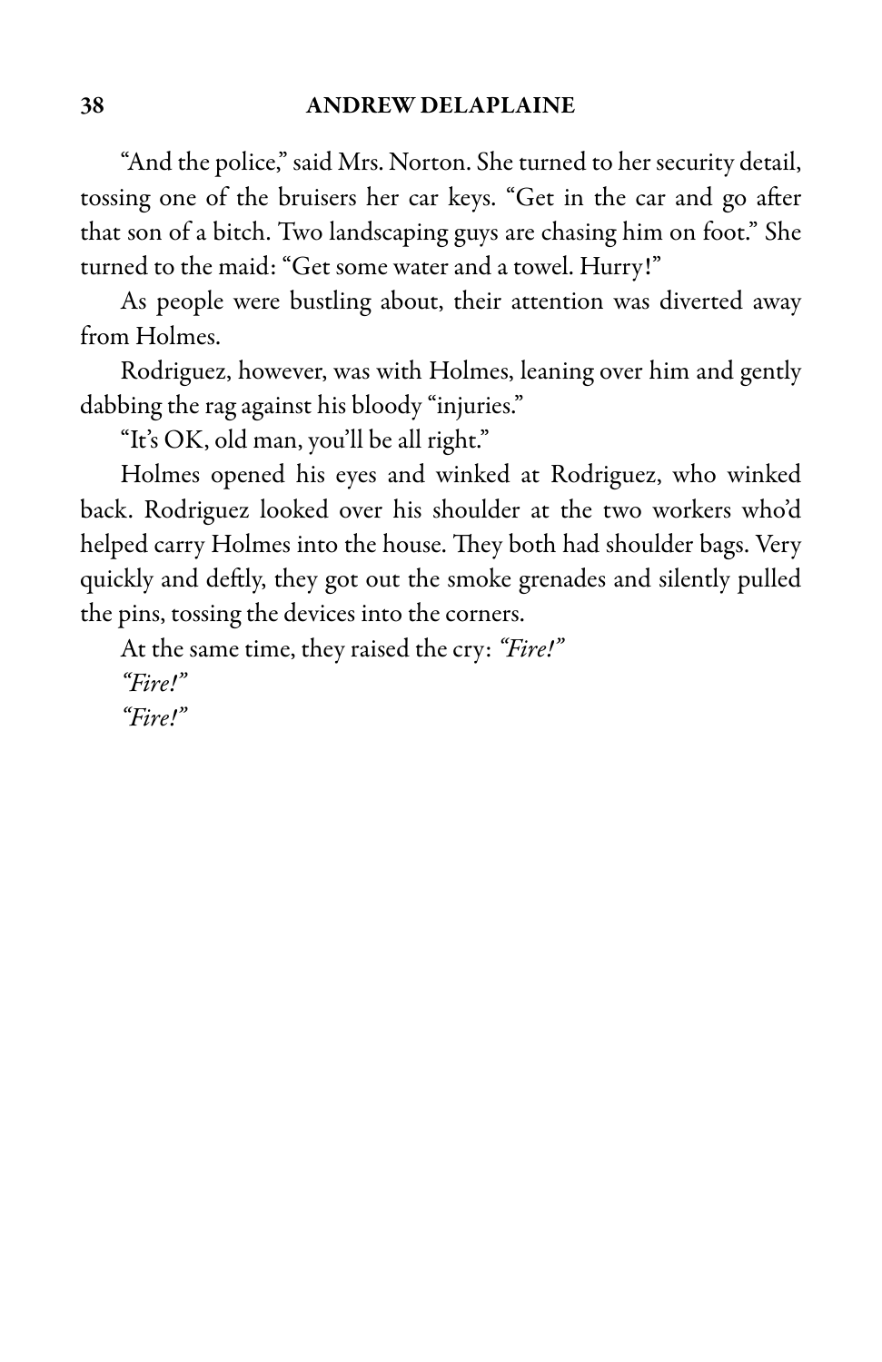"And the police," said Mrs. Norton. She turned to her security detail, tossing one of the bruisers her car keys. "Get in the car and go after that son of a bitch. Two landscaping guys are chasing him on foot." She turned to the maid: "Get some water and a towel. Hurry!"

As people were bustling about, their attention was diverted away from Holmes.

Rodriguez, however, was with Holmes, leaning over him and gently dabbing the rag against his bloody "injuries."

"It's OK, old man, you'll be all right."

Holmes opened his eyes and winked at Rodriguez, who winked back. Rodriguez looked over his shoulder at the two workers who'd helped carry Holmes into the house. They both had shoulder bags. Very quickly and deftly, they got out the smoke grenades and silently pulled the pins, tossing the devices into the corners.

At the same time, they raised the cry: *"Fire!"*

*"Fire!"*

*"Fire!"*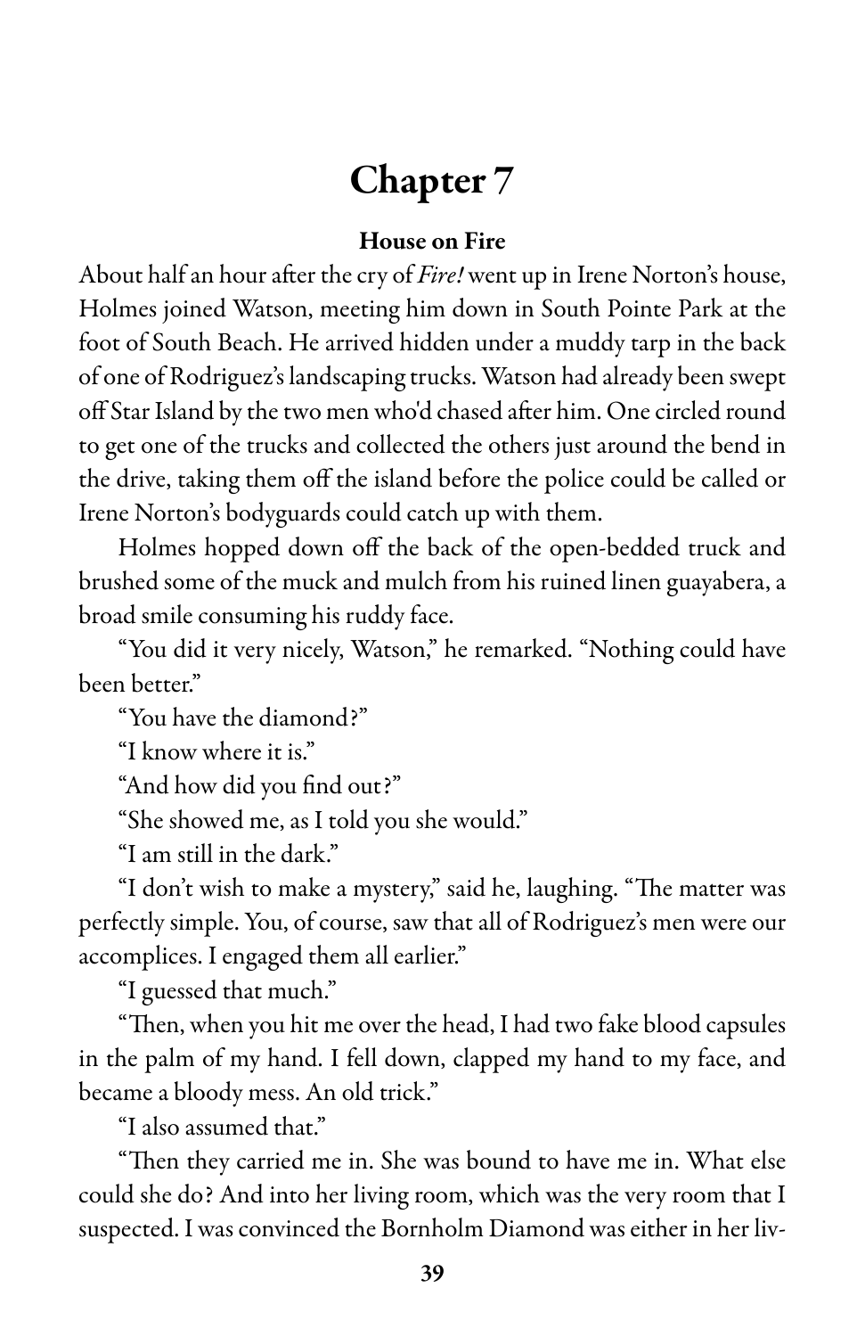# Chapter 7

**House on Fire**

About half an hour after the cry of *Fire!* went up in Irene Norton's house, Holmes joined Watson, meeting him down in South Pointe Park at the foot of South Beach. He arrived hidden under a muddy tarp in the back of one of Rodriguez's landscaping trucks. Watson had already been swept off Star Island by the two men who'd chased after him. One circled round to get one of the trucks and collected the others just around the bend in the drive, taking them off the island before the police could be called or Irene Norton's bodyguards could catch up with them.

Holmes hopped down off the back of the open-bedded truck and brushed some of the muck and mulch from his ruined linen guayabera, a broad smile consuming his ruddy face.

"You did it very nicely, Watson," he remarked. "Nothing could have been better."

"You have the diamond?"

"I know where it is."

"And how did you find out?"

"She showed me, as I told you she would."

"I am still in the dark."

"I don't wish to make a mystery," said he, laughing. "The matter was perfectly simple. You, of course, saw that all of Rodriguez's men were our accomplices. I engaged them all earlier."

"I guessed that much."

"Then, when you hit me over the head, I had two fake blood capsules in the palm of my hand. I fell down, clapped my hand to my face, and became a bloody mess. An old trick."

"I also assumed that."

"Then they carried me in. She was bound to have me in. What else could she do? And into her living room, which was the very room that I suspected. I was convinced the Bornholm Diamond was either in her liv-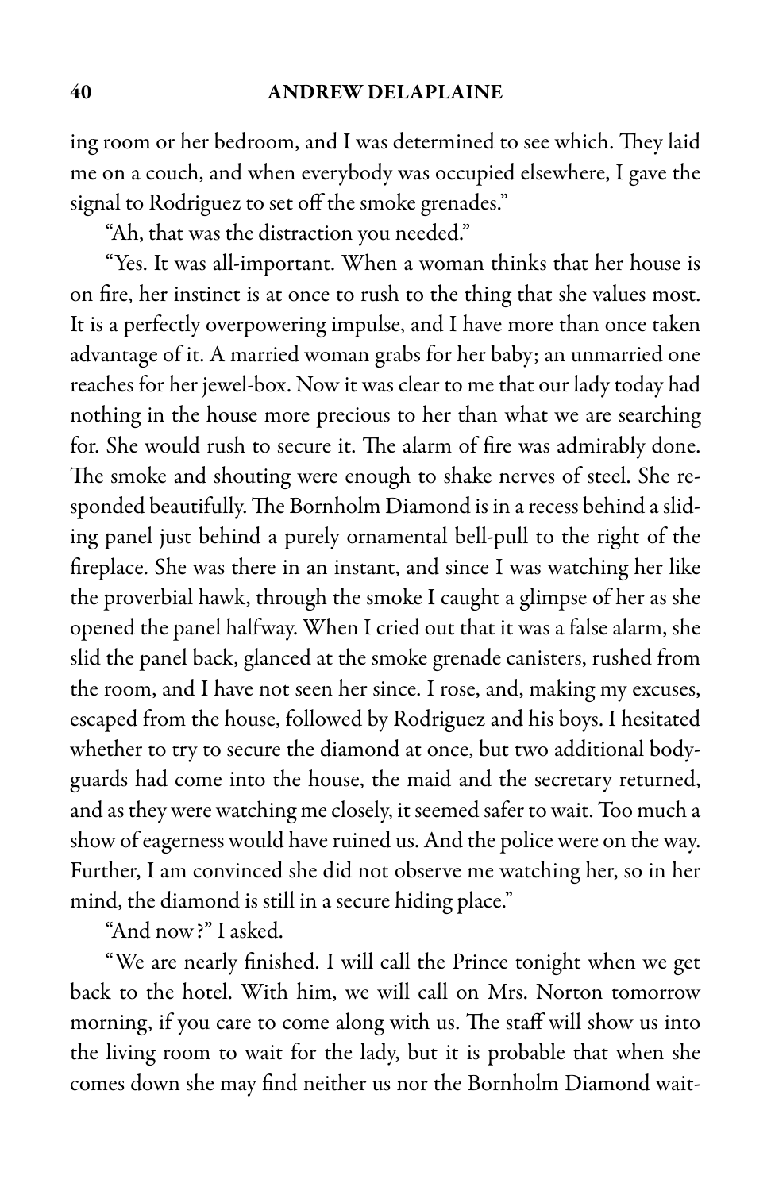ing room or her bedroom, and I was determined to see which. They laid me on a couch, and when everybody was occupied elsewhere, I gave the signal to Rodriguez to set off the smoke grenades."

"Ah, that was the distraction you needed."

"Yes. It was all-important. When a woman thinks that her house is on fire, her instinct is at once to rush to the thing that she values most. It is a perfectly overpowering impulse, and I have more than once taken advantage of it. A married woman grabs for her baby; an unmarried one reaches for her jewel-box. Now it was clear to me that our lady today had nothing in the house more precious to her than what we are searching for. She would rush to secure it. The alarm of fire was admirably done. The smoke and shouting were enough to shake nerves of steel. She responded beautifully. The Bornholm Diamond is in a recess behind a sliding panel just behind a purely ornamental bell-pull to the right of the fireplace. She was there in an instant, and since I was watching her like the proverbial hawk, through the smoke I caught a glimpse of her as she opened the panel halfway. When I cried out that it was a false alarm, she slid the panel back, glanced at the smoke grenade canisters, rushed from the room, and I have not seen her since. I rose, and, making my excuses, escaped from the house, followed by Rodriguez and his boys. I hesitated whether to try to secure the diamond at once, but two additional bodyguards had come into the house, the maid and the secretary returned, and as they were watching me closely, it seemed safer to wait. Too much a show of eagerness would have ruined us. And the police were on the way. Further, I am convinced she did not observe me watching her, so in her mind, the diamond is still in a secure hiding place."

"And now?" I asked.

"We are nearly finished. I will call the Prince tonight when we get back to the hotel. With him, we will call on Mrs. Norton tomorrow morning, if you care to come along with us. The staff will show us into the living room to wait for the lady, but it is probable that when she comes down she may find neither us nor the Bornholm Diamond wait-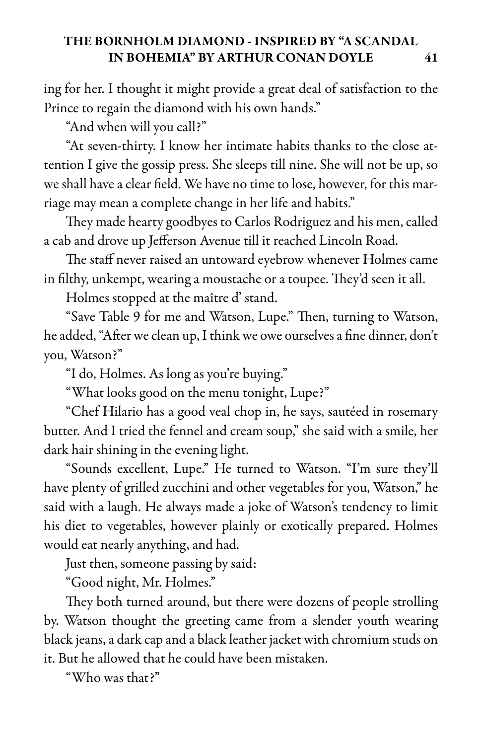ing for her. I thought it might provide a great deal of satisfaction to the Prince to regain the diamond with his own hands."

"And when will you call?"

"At seven-thirty. I know her intimate habits thanks to the close attention I give the gossip press. She sleeps till nine. She will not be up, so we shall have a clear field. We have no time to lose, however, for this marriage may mean a complete change in her life and habits."

They made hearty goodbyes to Carlos Rodriguez and his men, called a cab and drove up Jefferson Avenue till it reached Lincoln Road.

The staff never raised an untoward eyebrow whenever Holmes came in filthy, unkempt, wearing a moustache or a toupee. They'd seen it all.

Holmes stopped at the maître d' stand.

"Save Table 9 for me and Watson, Lupe." Then, turning to Watson, he added, "After we clean up, I think we owe ourselves a fine dinner, don't you, Watson?"

"I do, Holmes. As long as you're buying."

"What looks good on the menu tonight, Lupe?"

"Chef Hilario has a good veal chop in, he says, sautéed in rosemary butter. And I tried the fennel and cream soup," she said with a smile, her dark hair shining in the evening light.

"Sounds excellent, Lupe." He turned to Watson. "I'm sure they'll have plenty of grilled zucchini and other vegetables for you, Watson," he said with a laugh. He always made a joke of Watson's tendency to limit his diet to vegetables, however plainly or exotically prepared. Holmes would eat nearly anything, and had.

Just then, someone passing by said:

"Good night, Mr. Holmes."

They both turned around, but there were dozens of people strolling by. Watson thought the greeting came from a slender youth wearing black jeans, a dark cap and a black leather jacket with chromium studs on it. But he allowed that he could have been mistaken.

"Who was that?"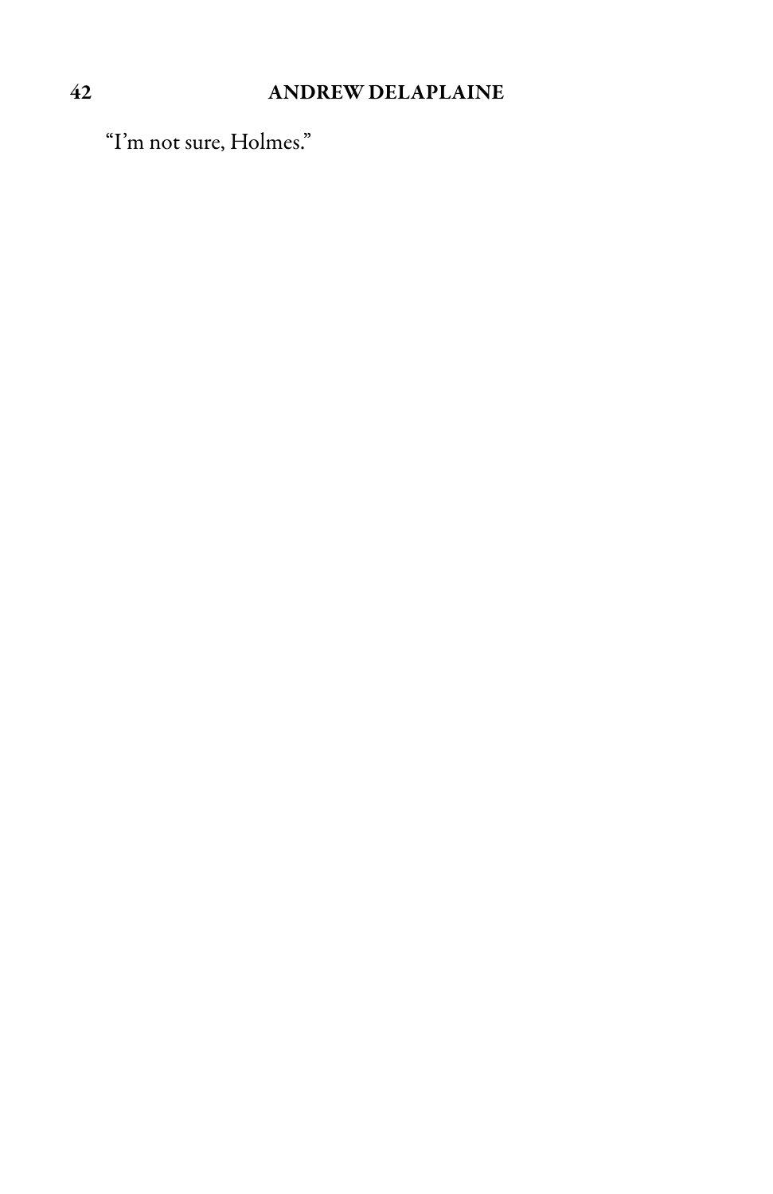"I'm not sure, Holmes."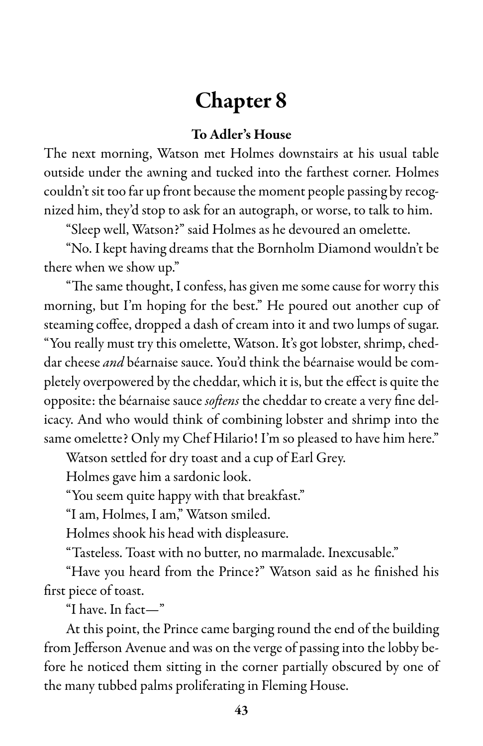# Chapter 8

### To Adler's House

The next morning, Watson met Holmes downstairs at his usual table outside under the awning and tucked into the farthest corner. Holmes couldn't sit too far up front because the moment people passing by recognized him, they'd stop to ask for an autograph, or worse, to talk to him.

"Sleep well, Watson?" said Holmes as he devoured an omelette.

"No. I kept having dreams that the Bornholm Diamond wouldn't be there when we show up."

"The same thought, I confess, has given me some cause for worry this morning, but I'm hoping for the best." He poured out another cup of steaming coffee, dropped a dash of cream into it and two lumps of sugar. "You really must try this omelette, Watson. It's got lobster, shrimp, cheddar cheese *and* béarnaise sauce. You'd think the béarnaise would be completely overpowered by the cheddar, which it is, but the effect is quite the opposite: the béarnaise sauce *softens* the cheddar to create a very fine delicacy. And who would think of combining lobster and shrimp into the same omelette? Only my Chef Hilario! I'm so pleased to have him here."

Watson settled for dry toast and a cup of Earl Grey.

Holmes gave him a sardonic look.

"You seem quite happy with that breakfast."

"I am, Holmes, I am," Watson smiled.

Holmes shook his head with displeasure.

"Tasteless. Toast with no butter, no marmalade. Inexcusable."

"Have you heard from the Prince?" Watson said as he finished his first piece of toast.

"I have. In fact—"

At this point, the Prince came barging round the end of the building from Jefferson Avenue and was on the verge of passing into the lobby before he noticed them sitting in the corner partially obscured by one of the many tubbed palms proliferating in Fleming House.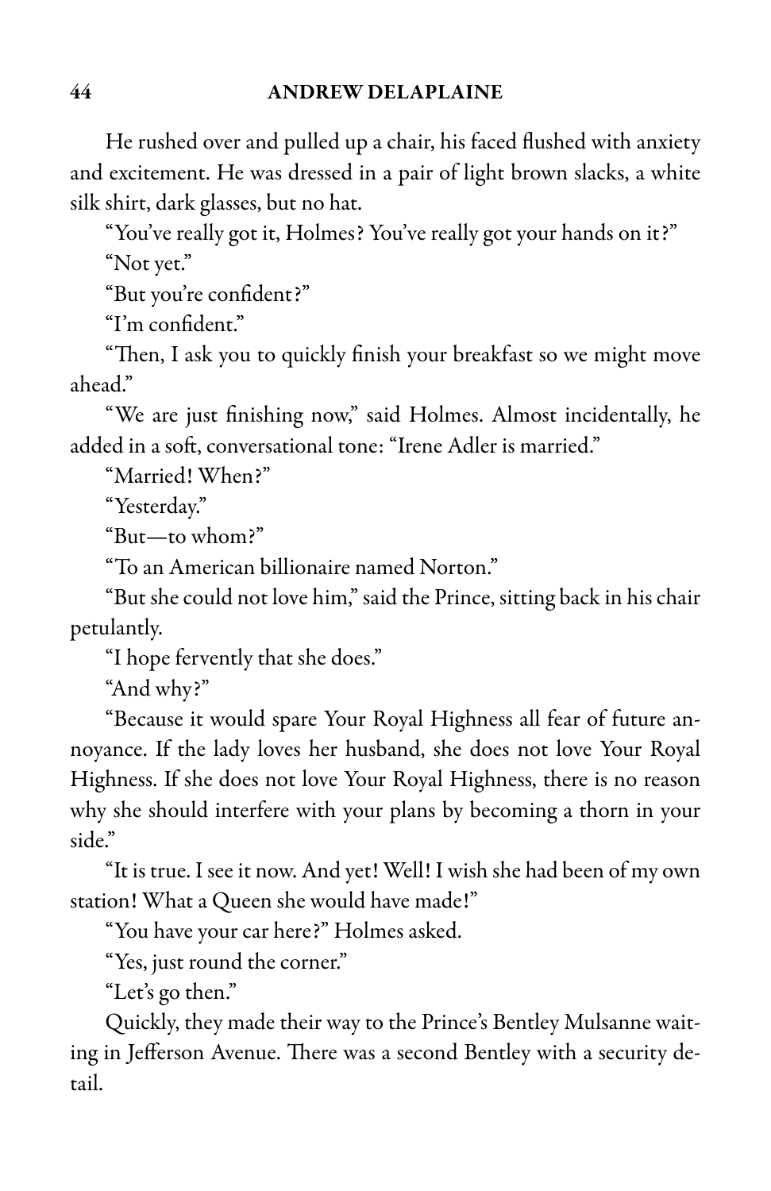He rushed over and pulled up a chair, his faced flushed with anxiety and excitement. He was dressed in a pair of light brown slacks, a white silk shirt, dark glasses, but no hat.

"You've really got it, Holmes? You've really got your hands on it?"

"Not yet."

"But you're confident?"

"I'm confident."

"Then, I ask you to quickly finish your breakfast so we might move ahead."

"We are just finishing now," said Holmes. Almost incidentally, he added in a soft, conversational tone: "Irene Adler is married."

"Married! When?"

"Yesterday."

"But—to whom?"

"To an American billionaire named Norton."

"But she could not love him," said the Prince, sitting back in his chair petulantly.

"I hope fervently that she does."

"And why?"

"Because it would spare Your Royal Highness all fear of future annoyance. If the lady loves her husband, she does not love Your Royal Highness. If she does not love Your Royal Highness, there is no reason why she should interfere with your plans by becoming a thorn in your side."

"It is true. I see it now. And yet! Well! I wish she had been of my own station! What a Queen she would have made!"

"You have your car here?" Holmes asked.

"Yes, just round the corner."

"Let's go then."

Quickly, they made their way to the Prince's Bentley Mulsanne waiting in Jefferson Avenue. There was a second Bentley with a security detail.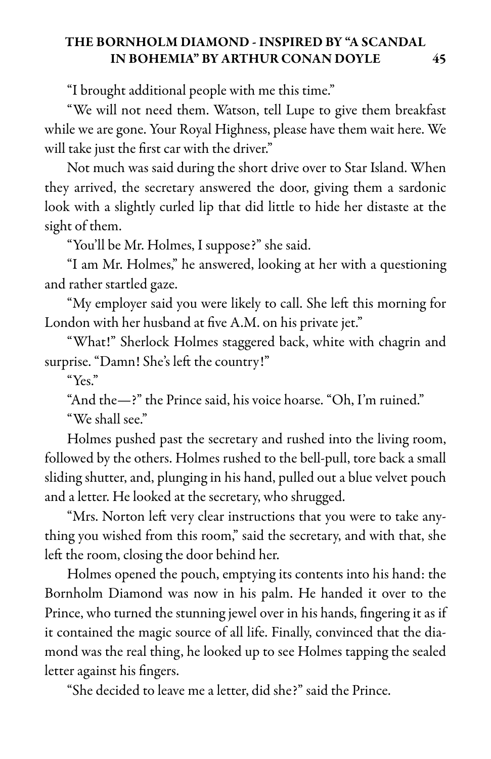"I brought additional people with me this time."

"We will not need them. Watson, tell Lupe to give them breakfast while we are gone. Your Royal Highness, please have them wait here. We will take just the first car with the driver."

Not much was said during the short drive over to Star Island. When they arrived, the secretary answered the door, giving them a sardonic look with a slightly curled lip that did little to hide her distaste at the sight of them.

"You'll be Mr. Holmes, I suppose?" she said.

"I am Mr. Holmes," he answered, looking at her with a questioning and rather startled gaze.

"My employer said you were likely to call. She left this morning for London with her husband at five A.M. on his private jet."

"What!" Sherlock Holmes staggered back, white with chagrin and surprise. "Damn! She's left the country!"

"Yes."

"And the—?" the Prince said, his voice hoarse. "Oh, I'm ruined."

"We shall see."

Holmes pushed past the secretary and rushed into the living room, followed by the others. Holmes rushed to the bell-pull, tore back a small sliding shutter, and, plunging in his hand, pulled out a blue velvet pouch and a letter. He looked at the secretary, who shrugged.

"Mrs. Norton left very clear instructions that you were to take anything you wished from this room," said the secretary, and with that, she left the room, closing the door behind her.

Holmes opened the pouch, emptying its contents into his hand: the Bornholm Diamond was now in his palm. He handed it over to the Prince, who turned the stunning jewel over in his hands, fingering it as if it contained the magic source of all life. Finally, convinced that the diamond was the real thing, he looked up to see Holmes tapping the sealed letter against his fingers.

"She decided to leave me a letter, did she?" said the Prince.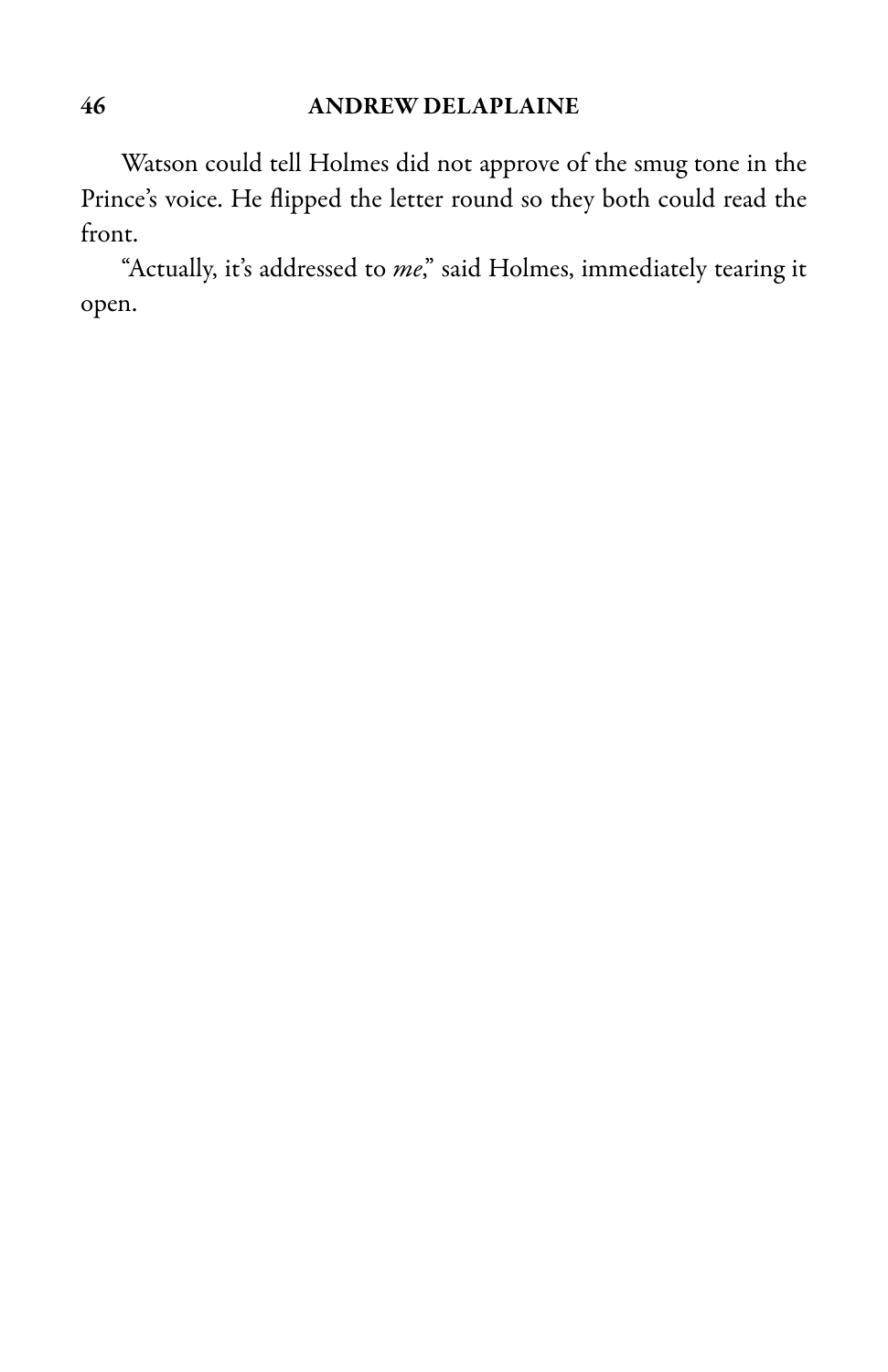Watson could tell Holmes did not approve of the smug tone in the Prince's voice. He flipped the letter round so they both could read the front.

"Actually, it's addressed to *me*," said Holmes, immediately tearing it open.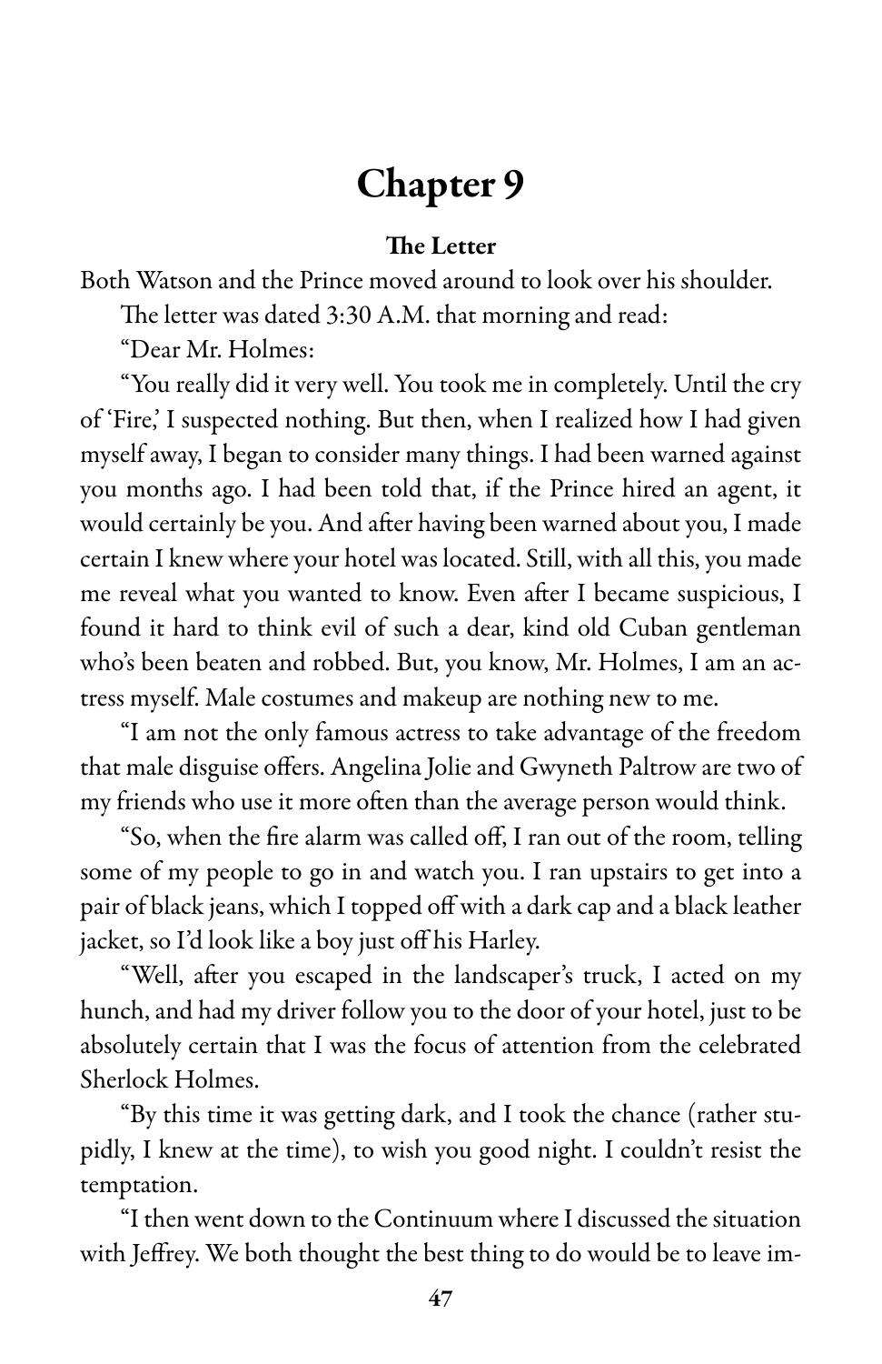# Chapter 9

**The Letter**

Both Watson and the Prince moved around to look over his shoulder.

The letter was dated 3:30 A.M. that morning and read:

"Dear Mr. Holmes:

"You really did it very well. You took me in completely. Until the cry of 'Fire,' I suspected nothing. But then, when I realized how I had given myself away, I began to consider many things. I had been warned against you months ago. I had been told that, if the Prince hired an agent, it would certainly be you. And after having been warned about you, I made certain I knew where your hotel was located. Still, with all this, you made me reveal what you wanted to know. Even after I became suspicious, I found it hard to think evil of such a dear, kind old Cuban gentleman who's been beaten and robbed. But, you know, Mr. Holmes, I am an actress myself. Male costumes and makeup are nothing new to me.

"I am not the only famous actress to take advantage of the freedom that male disguise offers. Angelina Jolie and Gwyneth Paltrow are two of my friends who use it more often than the average person would think.

"So, when the fire alarm was called off, I ran out of the room, telling some of my people to go in and watch you. I ran upstairs to get into a pair of black jeans, which I topped off with a dark cap and a black leather jacket, so I'd look like a boy just off his Harley.

"Well, after you escaped in the landscaper's truck, I acted on my hunch, and had my driver follow you to the door of your hotel, just to be absolutely certain that I was the focus of attention from the celebrated Sherlock Holmes.

"By this time it was getting dark, and I took the chance (rather stupidly, I knew at the time), to wish you good night. I couldn't resist the temptation.

"I then went down to the Continuum where I discussed the situation with Jeffrey. We both thought the best thing to do would be to leave im-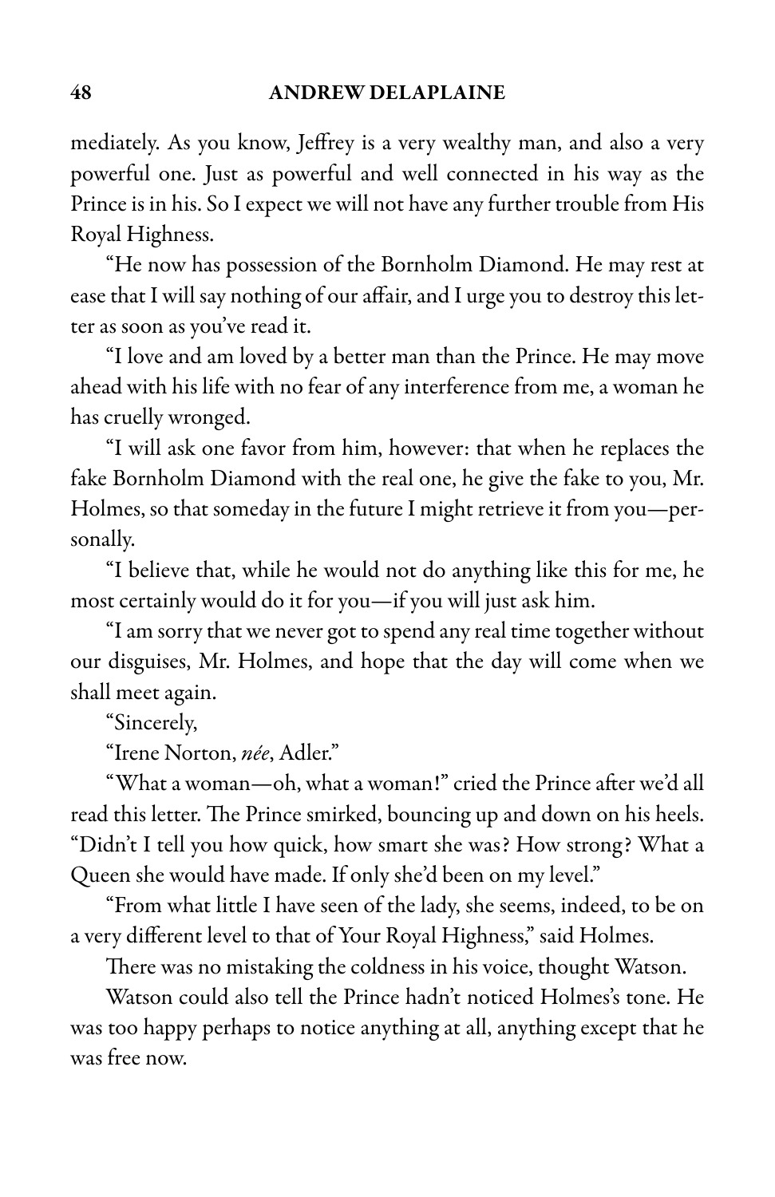mediately. As you know, Jeffrey is a very wealthy man, and also a very powerful one. Just as powerful and well connected in his way as the Prince is in his. So I expect we will not have any further trouble from His Royal Highness.

"He now has possession of the Bornholm Diamond. He may rest at ease that I will say nothing of our affair, and I urge you to destroy this letter as soon as you've read it.

"I love and am loved by a better man than the Prince. He may move ahead with his life with no fear of any interference from me, a woman he has cruelly wronged.

"I will ask one favor from him, however: that when he replaces the fake Bornholm Diamond with the real one, he give the fake to you, Mr. Holmes, so that someday in the future I might retrieve it from you—personally.

"I believe that, while he would not do anything like this for me, he most certainly would do it for you—if you will just ask him.

"I am sorry that we never got to spend any real time together without our disguises, Mr. Holmes, and hope that the day will come when we shall meet again.

"Sincerely,

"Irene Norton, *née*, Adler."

"What a woman—oh, what a woman!" cried the Prince after we'd all read this letter. The Prince smirked, bouncing up and down on his heels. "Didn't I tell you how quick, how smart she was? How strong? What a Queen she would have made. If only she'd been on my level."

"From what little I have seen of the lady, she seems, indeed, to be on a very different level to that of Your Royal Highness," said Holmes.

There was no mistaking the coldness in his voice, thought Watson.

Watson could also tell the Prince hadn't noticed Holmes's tone. He was too happy perhaps to notice anything at all, anything except that he was free now.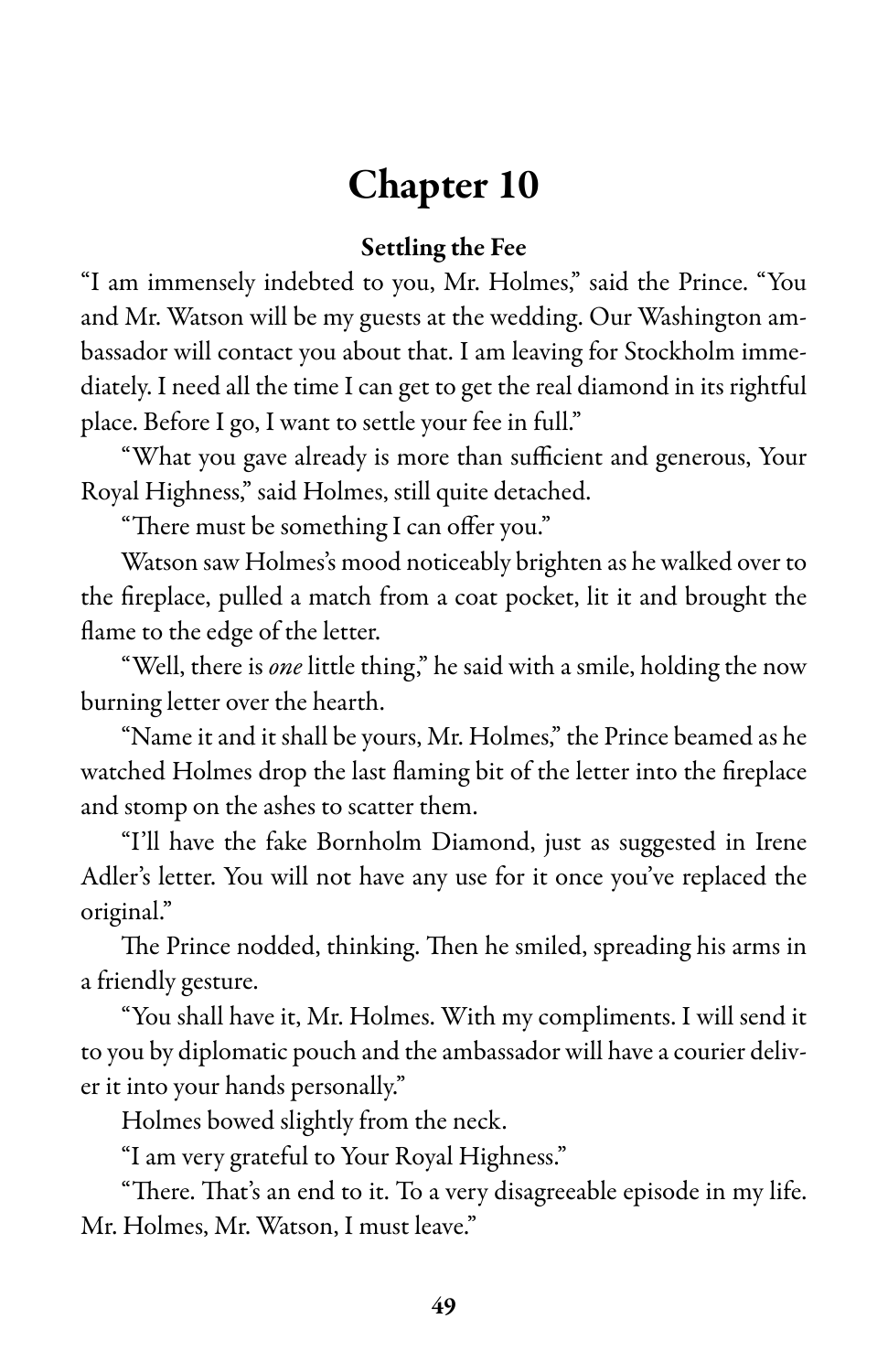# Chapter 10

### Settling the Fee

"I am immensely indebted to you, Mr. Holmes," said the Prince. "You and Mr. Watson will be my guests at the wedding. Our Washington ambassador will contact you about that. I am leaving for Stockholm immediately. I need all the time I can get to get the real diamond in its rightful place. Before I go, I want to settle your fee in full."

"What you gave already is more than sufficient and generous, Your Royal Highness," said Holmes, still quite detached.

"There must be something I can offer you."

Watson saw Holmes's mood noticeably brighten as he walked over to the fireplace, pulled a match from a coat pocket, lit it and brought the flame to the edge of the letter.

"Well, there is *one* little thing," he said with a smile, holding the now burning letter over the hearth.

"Name it and it shall be yours, Mr. Holmes," the Prince beamed as he watched Holmes drop the last flaming bit of the letter into the fireplace and stomp on the ashes to scatter them.

"I'll have the fake Bornholm Diamond, just as suggested in Irene Adler's letter. You will not have any use for it once you've replaced the original."

The Prince nodded, thinking. Then he smiled, spreading his arms in a friendly gesture.

"You shall have it, Mr. Holmes. With my compliments. I will send it to you by diplomatic pouch and the ambassador will have a courier deliver it into your hands personally."

Holmes bowed slightly from the neck.

"I am very grateful to Your Royal Highness."

"There. That's an end to it. To a very disagreeable episode in my life. Mr. Holmes, Mr. Watson, I must leave."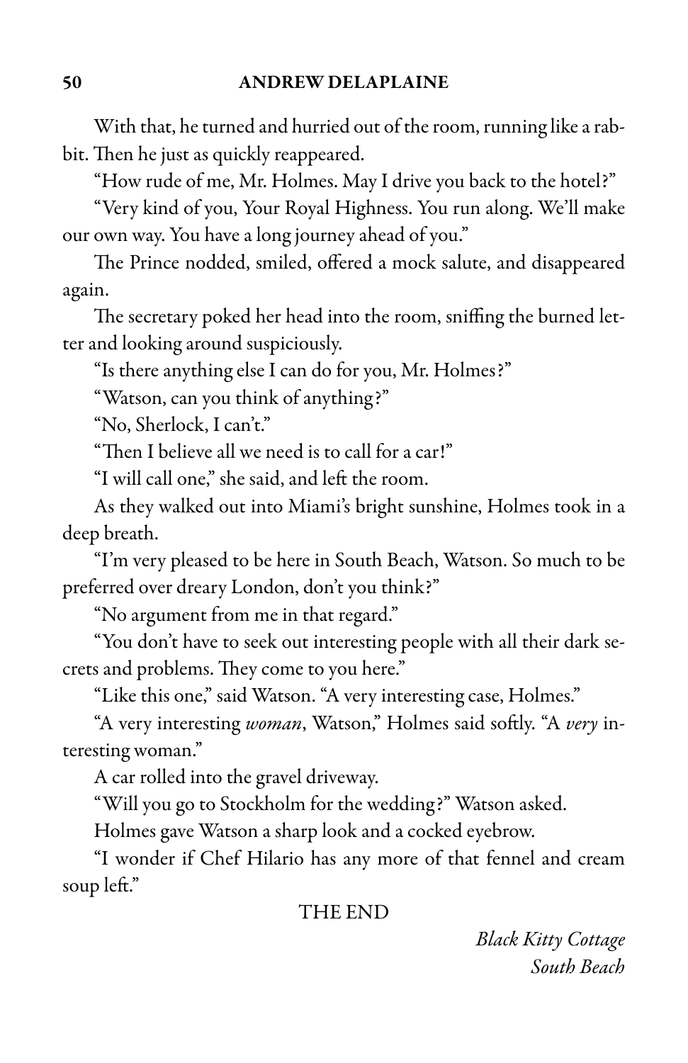With that, he turned and hurried out of the room, running like a rabbit. Then he just as quickly reappeared.

"How rude of me, Mr. Holmes. May I drive you back to the hotel?"

"Very kind of you, Your Royal Highness. You run along. We'll make our own way. You have a long journey ahead of you."

The Prince nodded, smiled, offered a mock salute, and disappeared again.

The secretary poked her head into the room, sniffing the burned letter and looking around suspiciously.

"Is there anything else I can do for you, Mr. Holmes?"

"Watson, can you think of anything?"

"No, Sherlock, I can't."

"Then I believe all we need is to call for a car!"

"I will call one," she said, and left the room.

As they walked out into Miami's bright sunshine, Holmes took in a deep breath.

"I'm very pleased to be here in South Beach, Watson. So much to be preferred over dreary London, don't you think?"

"No argument from me in that regard."

"You don't have to seek out interesting people with all their dark secrets and problems. They come to you here."

"Like this one," said Watson. "A very interesting case, Holmes."

"A very interesting *woman*, Watson," Holmes said softly. "A *very* interesting woman."

A car rolled into the gravel driveway.

"Will you go to Stockholm for the wedding?" Watson asked.

Holmes gave Watson a sharp look and a cocked eyebrow.

"I wonder if Chef Hilario has any more of that fennel and cream soup left."

THE END

*Black Kitty Cottage*
*South Beach*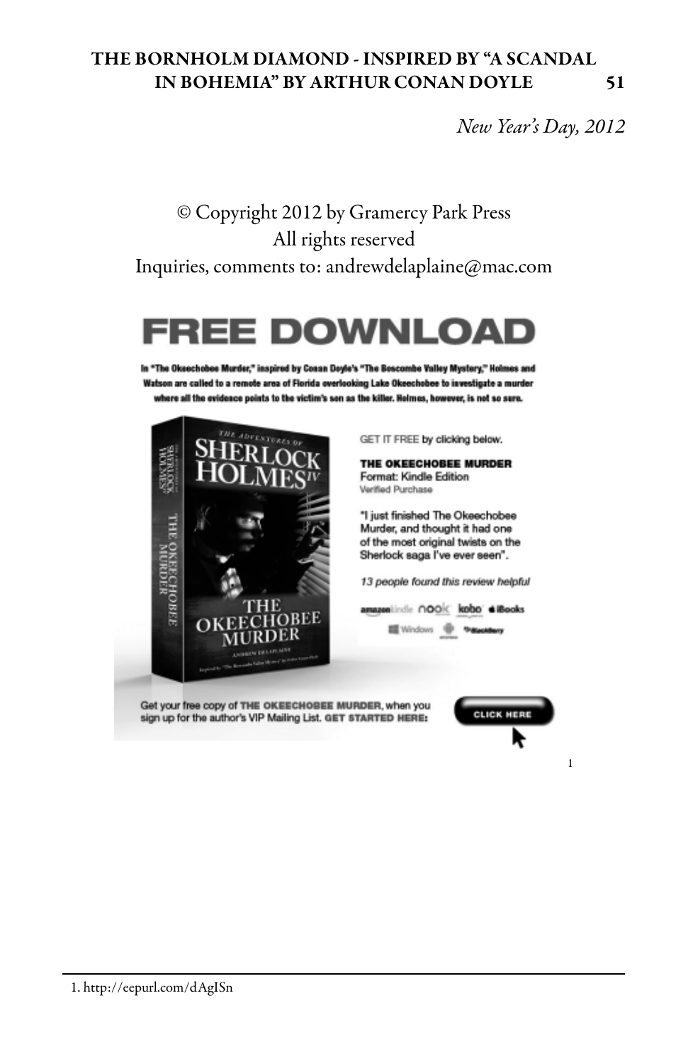*New Year's Day, 2012*

© Copyright 2012 by Gramercy Park Press
All rights reserved
Inquiries, comments to: andrewdelaplaine@mac.com

# FREE DOWNLOAD

In "The Okeechobee Murder," inspired by Conan Doyle's "The Boscombe Valley Mystery," Holmes and Watson are called to a remote area of Florida overlooking Lake Okeechobee to investigate a murder where all the evidence points to the victim's son as the killer. Holmes, however, is not so sure.

GET IT FREE by clicking below.

**THE OKEECHOBEE MURDER**
Format: Kindle Edition
Verified Purchase

"I just finished The Okeechobee Murder, and thought it had one of the most original twists on the Sherlock saga I've ever seen".

*13 people found this review helpful*

Get your free copy of **THE OKEECHOBEE MURDER**, when you sign up for the author's VIP Mailing List. **GET STARTED HERE:**

**CLICK HERE** [1]

1. http://eepurl.com/dAgISn